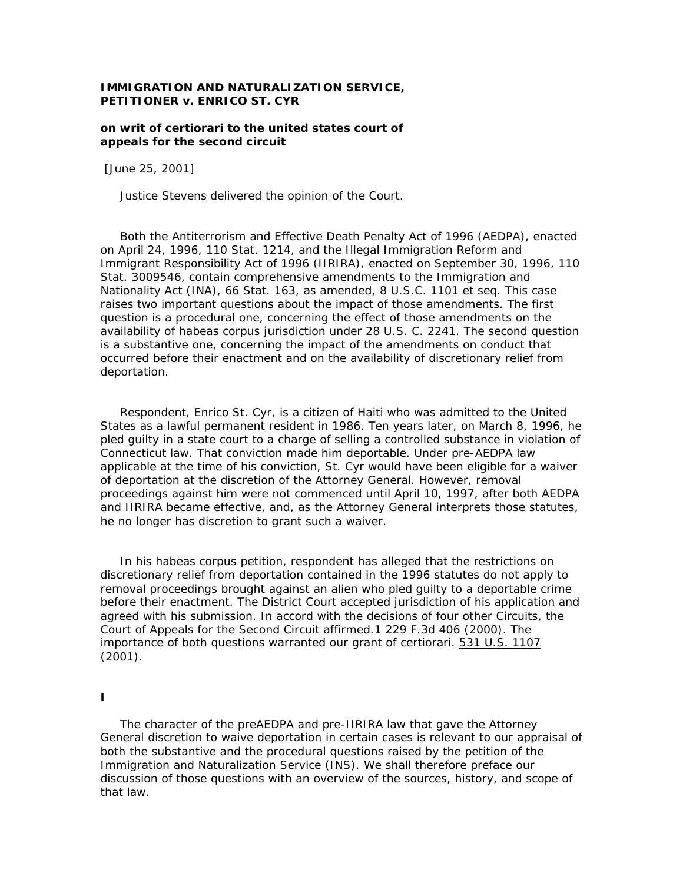**IMMIGRATION AND NATURALIZATION SERVICE, PETITIONER v. ENRICO ST. CYR**

**on writ of certiorari to the united states court of appeals for the second circuit**

[June 25, 2001]

Justice Stevens delivered the opinion of the Court.

Both the Antiterrorism and Effective Death Penalty Act of 1996 (AEDPA), enacted on April 24, 1996, 110 Stat. 1214, and the Illegal Immigration Reform and Immigrant Responsibility Act of 1996 (IIRIRA), enacted on September 30, 1996, 110 Stat. 3009546, contain comprehensive amendments to the Immigration and Nationality Act (INA), 66 Stat. 163, as amended, 8 U.S.C. 1101 et seq. This case raises two important questions about the impact of those amendments. The first question is a procedural one, concerning the effect of those amendments on the availability of habeas corpus jurisdiction under 28 U.S. C. 2241. The second question is a substantive one, concerning the impact of the amendments on conduct that occurred before their enactment and on the availability of discretionary relief from deportation.

Respondent, Enrico St. Cyr, is a citizen of Haiti who was admitted to the United States as a lawful permanent resident in 1986. Ten years later, on March 8, 1996, he pled guilty in a state court to a charge of selling a controlled substance in violation of Connecticut law. That conviction made him deportable. Under pre-AEDPA law applicable at the time of his conviction, St. Cyr would have been eligible for a waiver of deportation at the discretion of the Attorney General. However, removal proceedings against him were not commenced until April 10, 1997, after both AEDPA and IIRIRA became effective, and, as the Attorney General interprets those statutes, he no longer has discretion to grant such a waiver.

In his habeas corpus petition, respondent has alleged that the restrictions on discretionary relief from deportation contained in the 1996 statutes do not apply to removal proceedings brought against an alien who pled guilty to a deportable crime before their enactment. The District Court accepted jurisdiction of his application and agreed with his submission. In accord with the decisions of four other Circuits, the Court of Appeals for the Second Circuit affirmed.[1] 229 F.3d 406 (2000). The importance of both questions warranted our grant of certiorari. 531 U.S. 1107 (2001).

**I**

The character of the preAEDPA and pre-IIRIRA law that gave the Attorney General discretion to waive deportation in certain cases is relevant to our appraisal of both the substantive and the procedural questions raised by the petition of the Immigration and Naturalization Service (INS). We shall therefore preface our discussion of those questions with an overview of the sources, history, and scope of that law.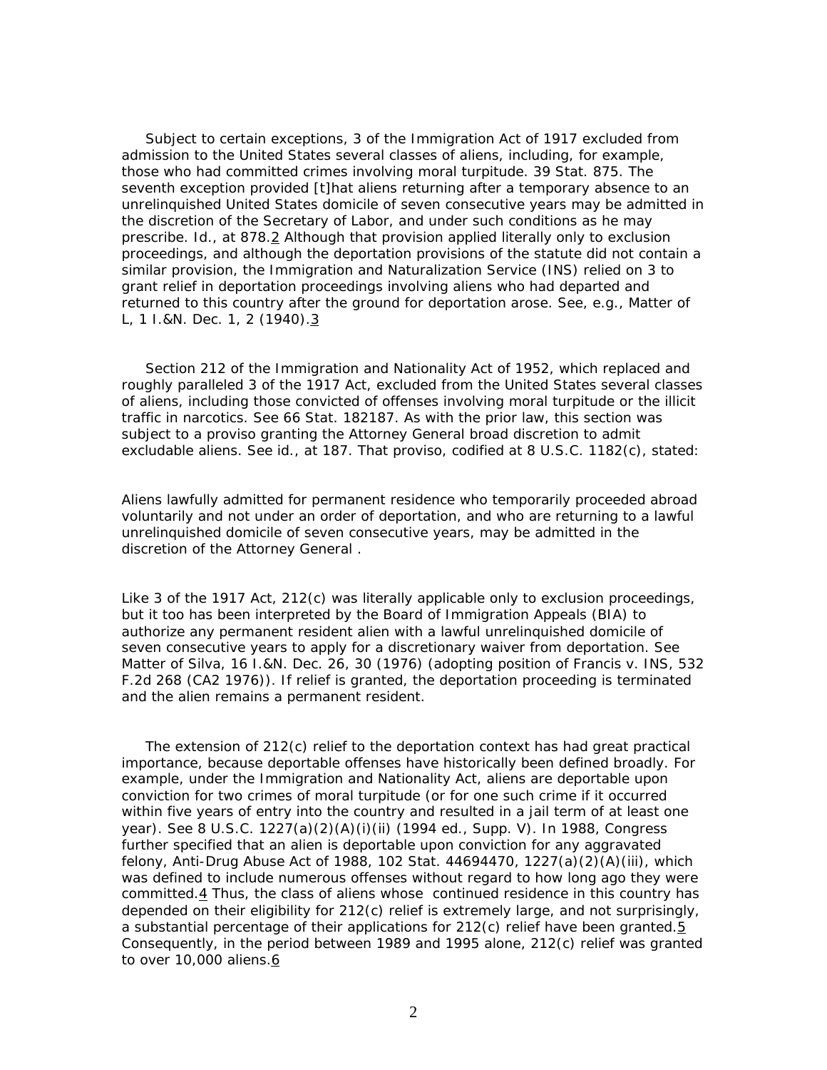Subject to certain exceptions, 3 of the Immigration Act of 1917 excluded from admission to the United States several classes of aliens, including, for example, those who had committed crimes involving moral turpitude. 39 Stat. 875. The seventh exception provided [t]hat aliens returning after a temporary absence to an unrelinquished United States domicile of seven consecutive years may be admitted in the discretion of the Secretary of Labor, and under such conditions as he may prescribe. Id., at 878.2 Although that provision applied literally only to exclusion proceedings, and although the deportation provisions of the statute did not contain a similar provision, the Immigration and Naturalization Service (INS) relied on 3 to grant relief in deportation proceedings involving aliens who had departed and returned to this country after the ground for deportation arose. See, e.g., Matter of L, 1 I.&N. Dec. 1, 2 (1940).3

Section 212 of the Immigration and Nationality Act of 1952, which replaced and roughly paralleled 3 of the 1917 Act, excluded from the United States several classes of aliens, including those convicted of offenses involving moral turpitude or the illicit traffic in narcotics. See 66 Stat. 182187. As with the prior law, this section was subject to a proviso granting the Attorney General broad discretion to admit excludable aliens. See id., at 187. That proviso, codified at 8 U.S.C. 1182(c), stated:

Aliens lawfully admitted for permanent residence who temporarily proceeded abroad voluntarily and not under an order of deportation, and who are returning to a lawful unrelinquished domicile of seven consecutive years, may be admitted in the discretion of the Attorney General .

Like 3 of the 1917 Act, 212(c) was literally applicable only to exclusion proceedings, but it too has been interpreted by the Board of Immigration Appeals (BIA) to authorize any permanent resident alien with a lawful unrelinquished domicile of seven consecutive years to apply for a discretionary waiver from deportation. See Matter of Silva, 16 I.&N. Dec. 26, 30 (1976) (adopting position of Francis v. INS, 532 F.2d 268 (CA2 1976)). If relief is granted, the deportation proceeding is terminated and the alien remains a permanent resident.

The extension of 212(c) relief to the deportation context has had great practical importance, because deportable offenses have historically been defined broadly. For example, under the Immigration and Nationality Act, aliens are deportable upon conviction for two crimes of moral turpitude (or for one such crime if it occurred within five years of entry into the country and resulted in a jail term of at least one year). See 8 U.S.C. 1227(a)(2)(A)(i)(ii) (1994 ed., Supp. V). In 1988, Congress further specified that an alien is deportable upon conviction for any aggravated felony, Anti-Drug Abuse Act of 1988, 102 Stat. 44694470, 1227(a)(2)(A)(iii), which was defined to include numerous offenses without regard to how long ago they were committed.4 Thus, the class of aliens whose continued residence in this country has depended on their eligibility for 212(c) relief is extremely large, and not surprisingly, a substantial percentage of their applications for 212(c) relief have been granted.5 Consequently, in the period between 1989 and 1995 alone, 212(c) relief was granted to over 10,000 aliens.6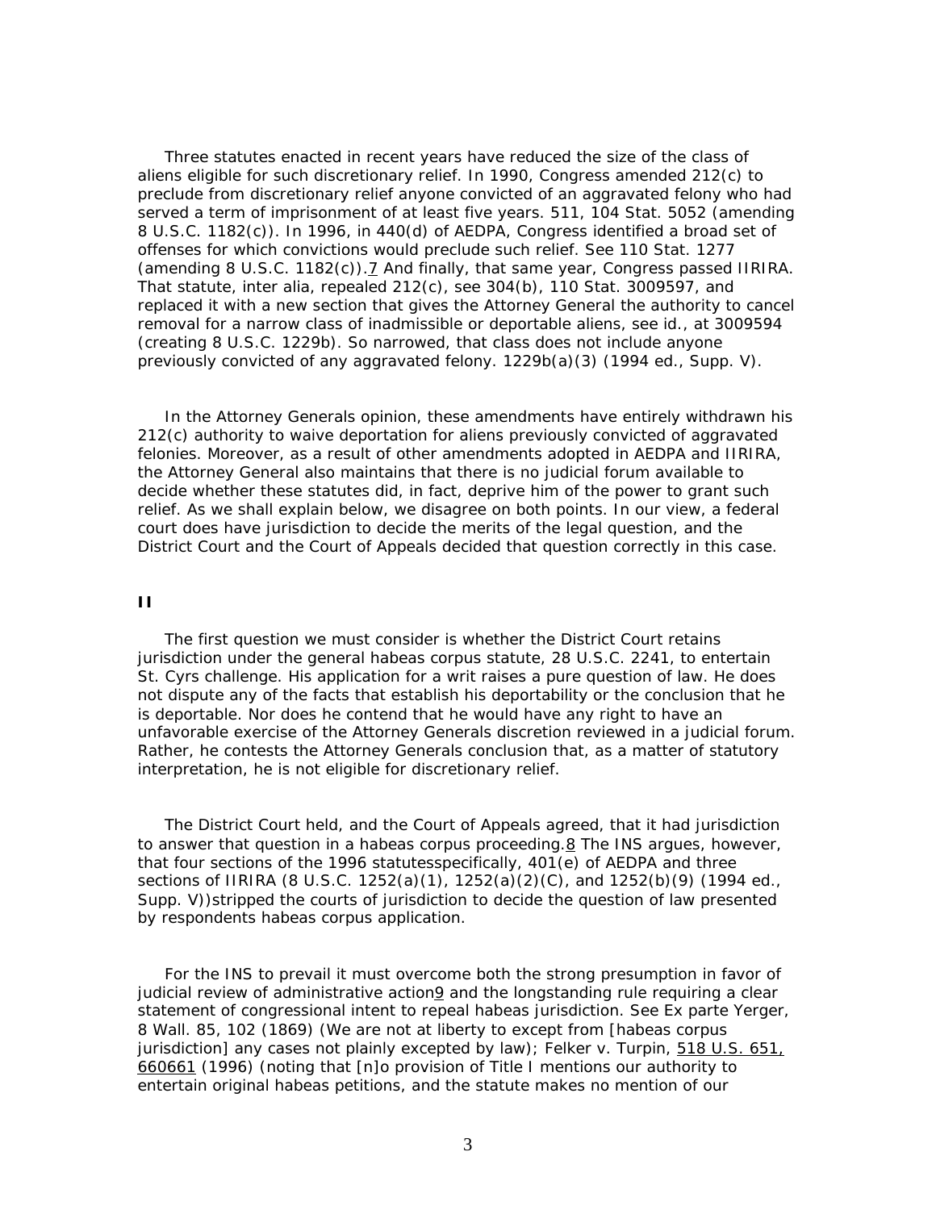Three statutes enacted in recent years have reduced the size of the class of aliens eligible for such discretionary relief. In 1990, Congress amended 212(c) to preclude from discretionary relief anyone convicted of an aggravated felony who had served a term of imprisonment of at least five years. 511, 104 Stat. 5052 (amending 8 U.S.C. 1182(c)). In 1996, in 440(d) of AEDPA, Congress identified a broad set of offenses for which convictions would preclude such relief. See 110 Stat. 1277 (amending 8 U.S.C. 1182(c)).7 And finally, that same year, Congress passed IIRIRA. That statute, inter alia, repealed 212(c), see 304(b), 110 Stat. 3009597, and replaced it with a new section that gives the Attorney General the authority to cancel removal for a narrow class of inadmissible or deportable aliens, see id., at 3009594 (creating 8 U.S.C. 1229b). So narrowed, that class does not include anyone previously convicted of any aggravated felony. 1229b(a)(3) (1994 ed., Supp. V).

In the Attorney Generals opinion, these amendments have entirely withdrawn his 212(c) authority to waive deportation for aliens previously convicted of aggravated felonies. Moreover, as a result of other amendments adopted in AEDPA and IIRIRA, the Attorney General also maintains that there is no judicial forum available to decide whether these statutes did, in fact, deprive him of the power to grant such relief. As we shall explain below, we disagree on both points. In our view, a federal court does have jurisdiction to decide the merits of the legal question, and the District Court and the Court of Appeals decided that question correctly in this case.

## II

The first question we must consider is whether the District Court retains jurisdiction under the general habeas corpus statute, 28 U.S.C. 2241, to entertain St. Cyrs challenge. His application for a writ raises a pure question of law. He does not dispute any of the facts that establish his deportability or the conclusion that he is deportable. Nor does he contend that he would have any right to have an unfavorable exercise of the Attorney Generals discretion reviewed in a judicial forum. Rather, he contests the Attorney Generals conclusion that, as a matter of statutory interpretation, he is not eligible for discretionary relief.

The District Court held, and the Court of Appeals agreed, that it had jurisdiction to answer that question in a habeas corpus proceeding.8 The INS argues, however, that four sections of the 1996 statutesspecifically, 401(e) of AEDPA and three sections of IIRIRA (8 U.S.C. 1252(a)(1), 1252(a)(2)(C), and 1252(b)(9) (1994 ed., Supp. V))stripped the courts of jurisdiction to decide the question of law presented by respondents habeas corpus application.

For the INS to prevail it must overcome both the strong presumption in favor of judicial review of administrative action9 and the longstanding rule requiring a clear statement of congressional intent to repeal habeas jurisdiction. See Ex parte Yerger, 8 Wall. 85, 102 (1869) (We are not at liberty to except from [habeas corpus jurisdiction] any cases not plainly excepted by law); Felker v. Turpin, 518 U.S. 651, 660661 (1996) (noting that [n]o provision of Title I mentions our authority to entertain original habeas petitions, and the statute makes no mention of our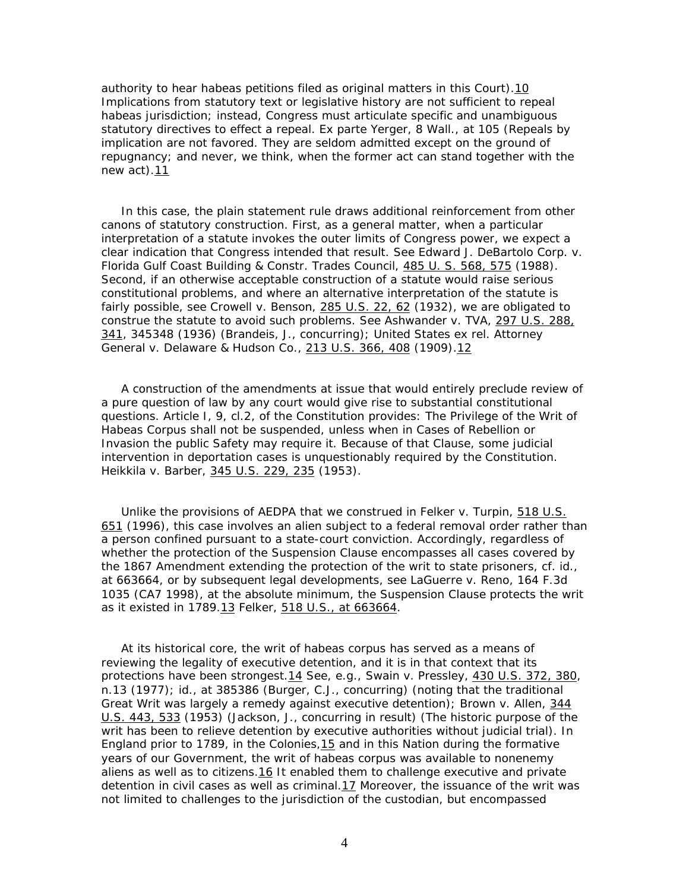authority to hear habeas petitions filed as original matters in this Court).[10] Implications from statutory text or legislative history are not sufficient to repeal habeas jurisdiction; instead, Congress must articulate specific and unambiguous statutory directives to effect a repeal. Ex parte Yerger, 8 Wall., at 105 (Repeals by implication are not favored. They are seldom admitted except on the ground of repugnancy; and never, we think, when the former act can stand together with the new act).[11]

In this case, the plain statement rule draws additional reinforcement from other canons of statutory construction. First, as a general matter, when a particular interpretation of a statute invokes the outer limits of Congress power, we expect a clear indication that Congress intended that result. See Edward J. DeBartolo Corp. v. Florida Gulf Coast Building & Constr. Trades Council, 485 U. S. 568, 575 (1988). Second, if an otherwise acceptable construction of a statute would raise serious constitutional problems, and where an alternative interpretation of the statute is fairly possible, see Crowell v. Benson, 285 U.S. 22, 62 (1932), we are obligated to construe the statute to avoid such problems. See Ashwander v. TVA, 297 U.S. 288, 341, 345348 (1936) (Brandeis, J., concurring); United States ex rel. Attorney General v. Delaware & Hudson Co., 213 U.S. 366, 408 (1909).[12]

A construction of the amendments at issue that would entirely preclude review of a pure question of law by any court would give rise to substantial constitutional questions. Article I, 9, cl.2, of the Constitution provides: The Privilege of the Writ of Habeas Corpus shall not be suspended, unless when in Cases of Rebellion or Invasion the public Safety may require it. Because of that Clause, some judicial intervention in deportation cases is unquestionably required by the Constitution. Heikkila v. Barber, 345 U.S. 229, 235 (1953).

Unlike the provisions of AEDPA that we construed in Felker v. Turpin, 518 U.S. 651 (1996), this case involves an alien subject to a federal removal order rather than a person confined pursuant to a state-court conviction. Accordingly, regardless of whether the protection of the Suspension Clause encompasses all cases covered by the 1867 Amendment extending the protection of the writ to state prisoners, cf. id., at 663664, or by subsequent legal developments, see LaGuerre v. Reno, 164 F.3d 1035 (CA7 1998), at the absolute minimum, the Suspension Clause protects the writ as it existed in 1789.[13] Felker, 518 U.S., at 663664.

At its historical core, the writ of habeas corpus has served as a means of reviewing the legality of executive detention, and it is in that context that its protections have been strongest.[14] See, e.g., Swain v. Pressley, 430 U.S. 372, 380, n.13 (1977); id., at 385386 (Burger, C.J., concurring) (noting that the traditional Great Writ was largely a remedy against executive detention); Brown v. Allen, 344 U.S. 443, 533 (1953) (Jackson, J., concurring in result) (The historic purpose of the writ has been to relieve detention by executive authorities without judicial trial). In England prior to 1789, in the Colonies,[15] and in this Nation during the formative years of our Government, the writ of habeas corpus was available to nonenemy aliens as well as to citizens.[16] It enabled them to challenge executive and private detention in civil cases as well as criminal.[17] Moreover, the issuance of the writ was not limited to challenges to the jurisdiction of the custodian, but encompassed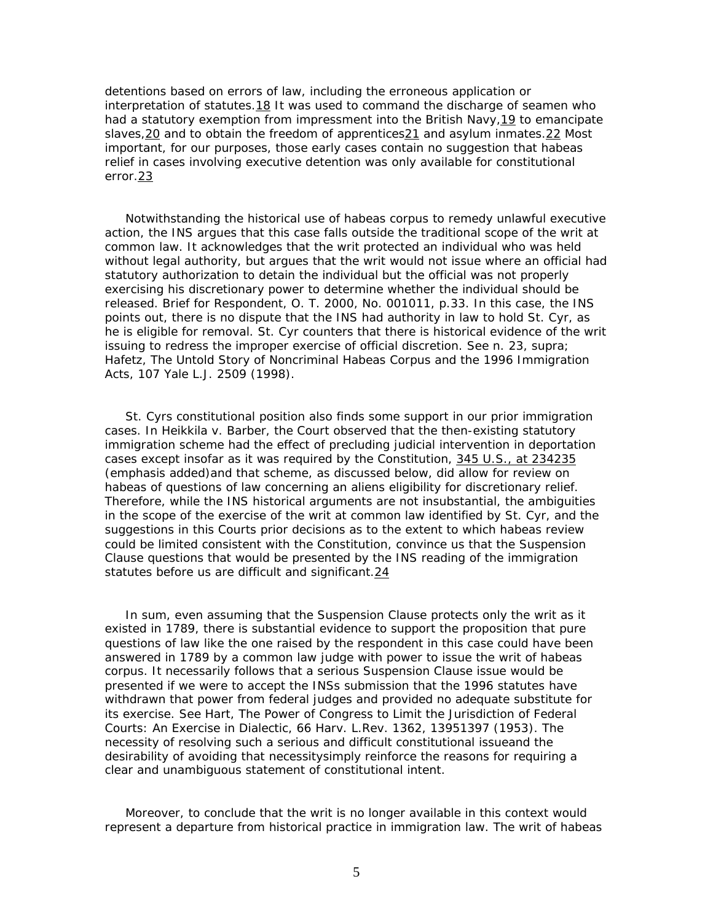detentions based on errors of law, including the erroneous application or interpretation of statutes.[18] It was used to command the discharge of seamen who had a statutory exemption from impressment into the British Navy,[19] to emancipate slaves,[20] and to obtain the freedom of apprentices[21] and asylum inmates.[22] Most important, for our purposes, those early cases contain no suggestion that habeas relief in cases involving executive detention was only available for constitutional error.[23]

Notwithstanding the historical use of habeas corpus to remedy unlawful executive action, the INS argues that this case falls outside the traditional scope of the writ at common law. It acknowledges that the writ protected an individual who was held without legal authority, but argues that the writ would not issue where an official had statutory authorization to detain the individual but the official was not properly exercising his discretionary power to determine whether the individual should be released. Brief for Respondent, O. T. 2000, No. 001011, p.33. In this case, the INS points out, there is no dispute that the INS had authority in law to hold St. Cyr, as he is eligible for removal. St. Cyr counters that there is historical evidence of the writ issuing to redress the improper exercise of official discretion. See n. 23, supra; Hafetz, The Untold Story of Noncriminal Habeas Corpus and the 1996 Immigration Acts, 107 Yale L.J. 2509 (1998).

St. Cyrs constitutional position also finds some support in our prior immigration cases. In Heikkila v. Barber, the Court observed that the then-existing statutory immigration scheme had the effect of precluding judicial intervention in deportation cases except insofar as it was required by the Constitution, 345 U.S., at 234235 (emphasis added)and that scheme, as discussed below, did allow for review on habeas of questions of law concerning an aliens eligibility for discretionary relief. Therefore, while the INS historical arguments are not insubstantial, the ambiguities in the scope of the exercise of the writ at common law identified by St. Cyr, and the suggestions in this Courts prior decisions as to the extent to which habeas review could be limited consistent with the Constitution, convince us that the Suspension Clause questions that would be presented by the INS reading of the immigration statutes before us are difficult and significant.[24]

In sum, even assuming that the Suspension Clause protects only the writ as it existed in 1789, there is substantial evidence to support the proposition that pure questions of law like the one raised by the respondent in this case could have been answered in 1789 by a common law judge with power to issue the writ of habeas corpus. It necessarily follows that a serious Suspension Clause issue would be presented if we were to accept the INSs submission that the 1996 statutes have withdrawn that power from federal judges and provided no adequate substitute for its exercise. See Hart, The Power of Congress to Limit the Jurisdiction of Federal Courts: An Exercise in Dialectic, 66 Harv. L.Rev. 1362, 13951397 (1953). The necessity of resolving such a serious and difficult constitutional issueand the desirability of avoiding that necessitysimply reinforce the reasons for requiring a clear and unambiguous statement of constitutional intent.

Moreover, to conclude that the writ is no longer available in this context would represent a departure from historical practice in immigration law. The writ of habeas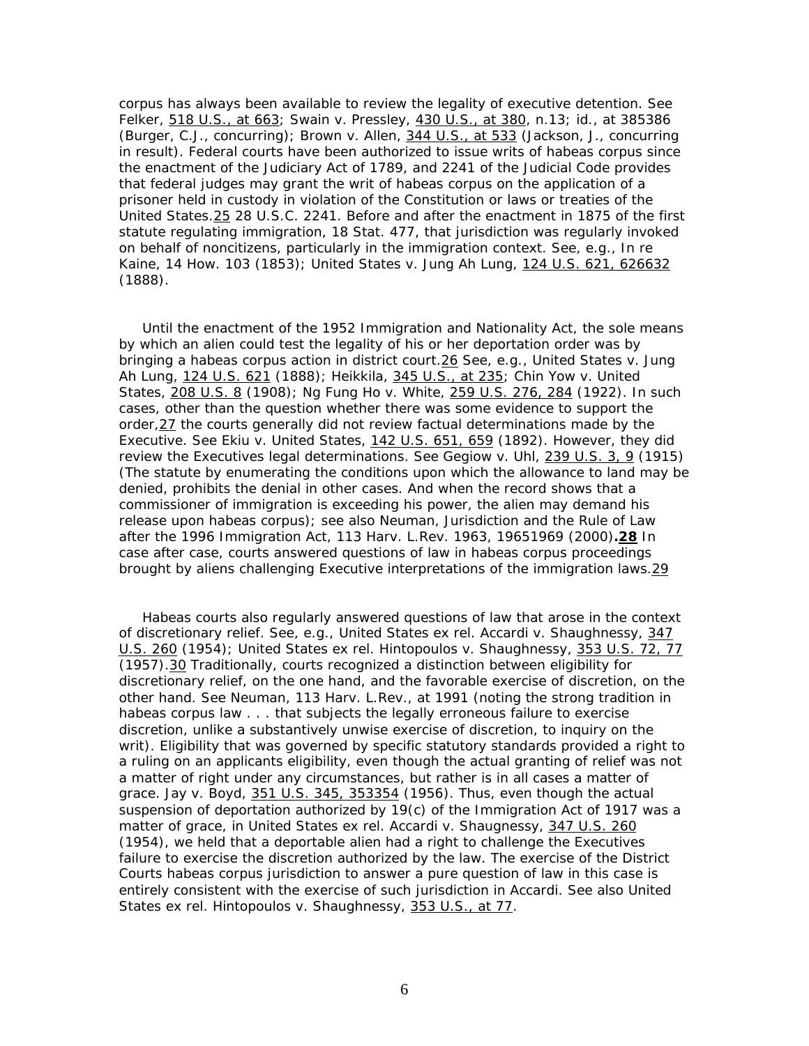corpus has always been available to review the legality of executive detention. See Felker, 518 U.S., at 663; Swain v. Pressley, 430 U.S., at 380, n.13; id., at 385386 (Burger, C.J., concurring); Brown v. Allen, 344 U.S., at 533 (Jackson, J., concurring in result). Federal courts have been authorized to issue writs of habeas corpus since the enactment of the Judiciary Act of 1789, and 2241 of the Judicial Code provides that federal judges may grant the writ of habeas corpus on the application of a prisoner held in custody in violation of the Constitution or laws or treaties of the United States.25 28 U.S.C. 2241. Before and after the enactment in 1875 of the first statute regulating immigration, 18 Stat. 477, that jurisdiction was regularly invoked on behalf of noncitizens, particularly in the immigration context. See, e.g., In re Kaine, 14 How. 103 (1853); United States v. Jung Ah Lung, 124 U.S. 621, 626632 (1888).

Until the enactment of the 1952 Immigration and Nationality Act, the sole means by which an alien could test the legality of his or her deportation order was by bringing a habeas corpus action in district court.26 See, e.g., United States v. Jung Ah Lung, 124 U.S. 621 (1888); Heikkila, 345 U.S., at 235; Chin Yow v. United States, 208 U.S. 8 (1908); Ng Fung Ho v. White, 259 U.S. 276, 284 (1922). In such cases, other than the question whether there was some evidence to support the order,27 the courts generally did not review factual determinations made by the Executive. See Ekiu v. United States, 142 U.S. 651, 659 (1892). However, they did review the Executives legal determinations. See Gegiow v. Uhl, 239 U.S. 3, 9 (1915) (The statute by enumerating the conditions upon which the allowance to land may be denied, prohibits the denial in other cases. And when the record shows that a commissioner of immigration is exceeding his power, the alien may demand his release upon habeas corpus); see also Neuman, Jurisdiction and the Rule of Law after the 1996 Immigration Act, 113 Harv. L.Rev. 1963, 19651969 (2000)**.28** In case after case, courts answered questions of law in habeas corpus proceedings brought by aliens challenging Executive interpretations of the immigration laws.29

Habeas courts also regularly answered questions of law that arose in the context of discretionary relief. See, e.g., United States ex rel. Accardi v. Shaughnessy, 347 U.S. 260 (1954); United States ex rel. Hintopoulos v. Shaughnessy, 353 U.S. 72, 77 (1957).30 Traditionally, courts recognized a distinction between eligibility for discretionary relief, on the one hand, and the favorable exercise of discretion, on the other hand. See Neuman, 113 Harv. L.Rev., at 1991 (noting the strong tradition in habeas corpus law . . . that subjects the legally erroneous failure to exercise discretion, unlike a substantively unwise exercise of discretion, to inquiry on the writ). Eligibility that was governed by specific statutory standards provided a right to a ruling on an applicants eligibility, even though the actual granting of relief was not a matter of right under any circumstances, but rather is in all cases a matter of grace. Jay v. Boyd, 351 U.S. 345, 353354 (1956). Thus, even though the actual suspension of deportation authorized by 19(c) of the Immigration Act of 1917 was a matter of grace, in United States ex rel. Accardi v. Shaugnessy, 347 U.S. 260 (1954), we held that a deportable alien had a right to challenge the Executives failure to exercise the discretion authorized by the law. The exercise of the District Courts habeas corpus jurisdiction to answer a pure question of law in this case is entirely consistent with the exercise of such jurisdiction in Accardi. See also United States ex rel. Hintopoulos v. Shaughnessy, 353 U.S., at 77.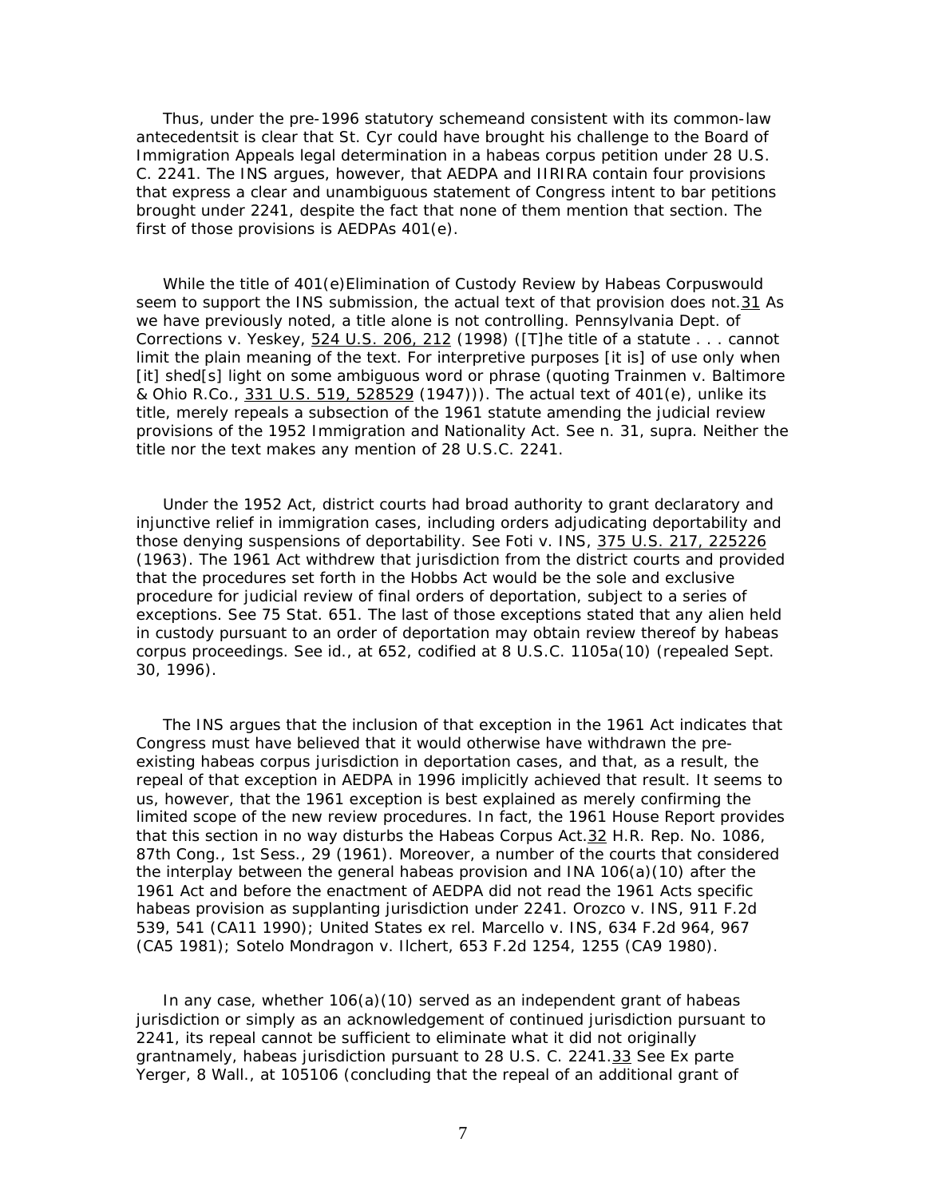Thus, under the pre-1996 statutory schemeand consistent with its common-law antecedentsit is clear that St. Cyr could have brought his challenge to the Board of Immigration Appeals legal determination in a habeas corpus petition under 28 U.S. C. 2241. The INS argues, however, that AEDPA and IIRIRA contain four provisions that express a clear and unambiguous statement of Congress intent to bar petitions brought under 2241, despite the fact that none of them mention that section. The first of those provisions is AEDPAs 401(e).

While the title of 401(e)Elimination of Custody Review by Habeas Corpuswould seem to support the INS submission, the actual text of that provision does not.31 As we have previously noted, a title alone is not controlling. Pennsylvania Dept. of Corrections v. Yeskey, 524 U.S. 206, 212 (1998) ([T]he title of a statute . . . cannot limit the plain meaning of the text. For interpretive purposes [it is] of use only when [it] shed[s] light on some ambiguous word or phrase (quoting Trainmen v. Baltimore & Ohio R.Co., 331 U.S. 519, 528529 (1947))). The actual text of 401(e), unlike its title, merely repeals a subsection of the 1961 statute amending the judicial review provisions of the 1952 Immigration and Nationality Act. See n. 31, supra. Neither the title nor the text makes any mention of 28 U.S.C. 2241.

Under the 1952 Act, district courts had broad authority to grant declaratory and injunctive relief in immigration cases, including orders adjudicating deportability and those denying suspensions of deportability. See Foti v. INS, 375 U.S. 217, 225226 (1963). The 1961 Act withdrew that jurisdiction from the district courts and provided that the procedures set forth in the Hobbs Act would be the sole and exclusive procedure for judicial review of final orders of deportation, subject to a series of exceptions. See 75 Stat. 651. The last of those exceptions stated that any alien held in custody pursuant to an order of deportation may obtain review thereof by habeas corpus proceedings. See id., at 652, codified at 8 U.S.C. 1105a(10) (repealed Sept. 30, 1996).

The INS argues that the inclusion of that exception in the 1961 Act indicates that Congress must have believed that it would otherwise have withdrawn the pre-existing habeas corpus jurisdiction in deportation cases, and that, as a result, the repeal of that exception in AEDPA in 1996 implicitly achieved that result. It seems to us, however, that the 1961 exception is best explained as merely confirming the limited scope of the new review procedures. In fact, the 1961 House Report provides that this section in no way disturbs the Habeas Corpus Act.32 H.R. Rep. No. 1086, 87th Cong., 1st Sess., 29 (1961). Moreover, a number of the courts that considered the interplay between the general habeas provision and INA 106(a)(10) after the 1961 Act and before the enactment of AEDPA did not read the 1961 Acts specific habeas provision as supplanting jurisdiction under 2241. Orozco v. INS, 911 F.2d 539, 541 (CA11 1990); United States ex rel. Marcello v. INS, 634 F.2d 964, 967 (CA5 1981); Sotelo Mondragon v. Ilchert, 653 F.2d 1254, 1255 (CA9 1980).

In any case, whether 106(a)(10) served as an independent grant of habeas jurisdiction or simply as an acknowledgement of continued jurisdiction pursuant to 2241, its repeal cannot be sufficient to eliminate what it did not originally grantnamely, habeas jurisdiction pursuant to 28 U.S. C. 2241.33 See Ex parte Yerger, 8 Wall., at 105106 (concluding that the repeal of an additional grant of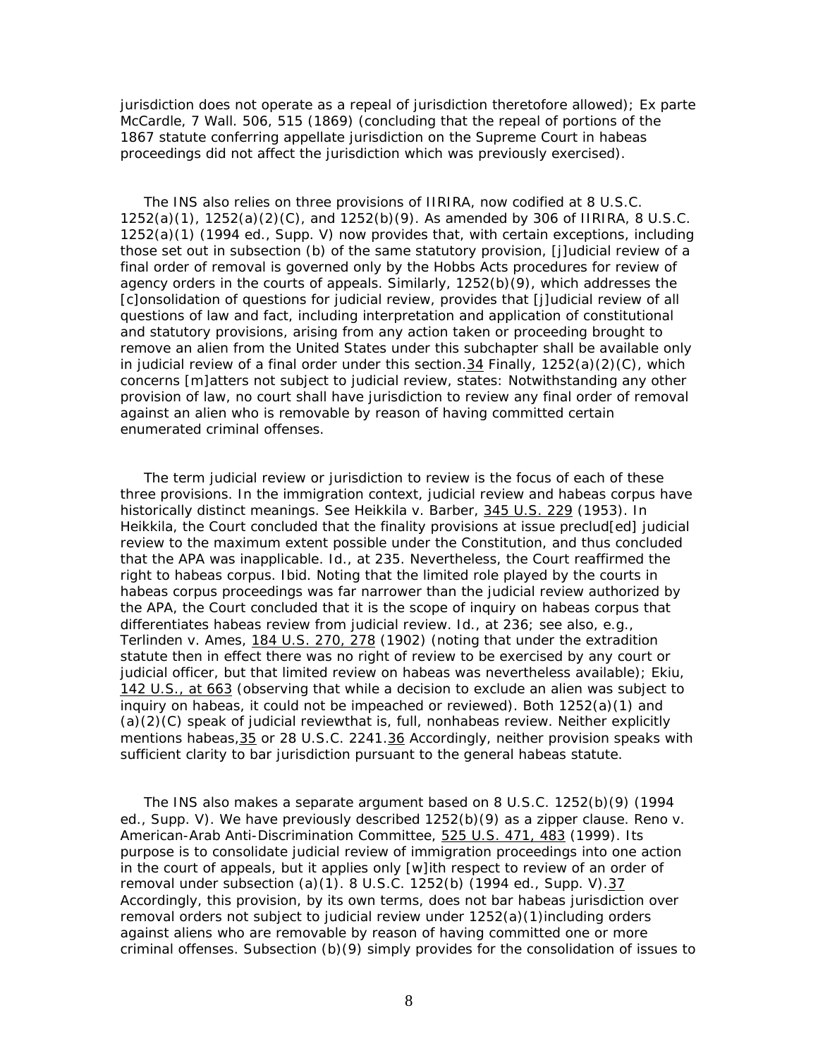jurisdiction does not operate as a repeal of jurisdiction theretofore allowed); Ex parte McCardle, 7 Wall. 506, 515 (1869) (concluding that the repeal of portions of the 1867 statute conferring appellate jurisdiction on the Supreme Court in habeas proceedings did not affect the jurisdiction which was previously exercised).

The INS also relies on three provisions of IIRIRA, now codified at 8 U.S.C. 1252(a)(1), 1252(a)(2)(C), and 1252(b)(9). As amended by 306 of IIRIRA, 8 U.S.C. 1252(a)(1) (1994 ed., Supp. V) now provides that, with certain exceptions, including those set out in subsection (b) of the same statutory provision, [j]udicial review of a final order of removal is governed only by the Hobbs Acts procedures for review of agency orders in the courts of appeals. Similarly, 1252(b)(9), which addresses the [c]onsolidation of questions for judicial review, provides that [j]udicial review of all questions of law and fact, including interpretation and application of constitutional and statutory provisions, arising from any action taken or proceeding brought to remove an alien from the United States under this subchapter shall be available only in judicial review of a final order under this section.34 Finally, 1252(a)(2)(C), which concerns [m]atters not subject to judicial review, states: Notwithstanding any other provision of law, no court shall have jurisdiction to review any final order of removal against an alien who is removable by reason of having committed certain enumerated criminal offenses.

The term judicial review or jurisdiction to review is the focus of each of these three provisions. In the immigration context, judicial review and habeas corpus have historically distinct meanings. See Heikkila v. Barber, 345 U.S. 229 (1953). In Heikkila, the Court concluded that the finality provisions at issue preclud[ed] judicial review to the maximum extent possible under the Constitution, and thus concluded that the APA was inapplicable. Id., at 235. Nevertheless, the Court reaffirmed the right to habeas corpus. Ibid. Noting that the limited role played by the courts in habeas corpus proceedings was far narrower than the judicial review authorized by the APA, the Court concluded that it is the scope of inquiry on habeas corpus that differentiates habeas review from judicial review. Id., at 236; see also, e.g., Terlinden v. Ames, 184 U.S. 270, 278 (1902) (noting that under the extradition statute then in effect there was no right of review to be exercised by any court or judicial officer, but that limited review on habeas was nevertheless available); Ekiu, 142 U.S., at 663 (observing that while a decision to exclude an alien was subject to inquiry on habeas, it could not be impeached or reviewed). Both 1252(a)(1) and (a)(2)(C) speak of judicial reviewthat is, full, nonhabeas review. Neither explicitly mentions habeas,35 or 28 U.S.C. 2241.36 Accordingly, neither provision speaks with sufficient clarity to bar jurisdiction pursuant to the general habeas statute.

The INS also makes a separate argument based on 8 U.S.C. 1252(b)(9) (1994 ed., Supp. V). We have previously described 1252(b)(9) as a zipper clause. Reno v. American-Arab Anti-Discrimination Committee, 525 U.S. 471, 483 (1999). Its purpose is to consolidate judicial review of immigration proceedings into one action in the court of appeals, but it applies only [w]ith respect to review of an order of removal under subsection (a)(1). 8 U.S.C. 1252(b) (1994 ed., Supp. V).37 Accordingly, this provision, by its own terms, does not bar habeas jurisdiction over removal orders not subject to judicial review under 1252(a)(1)including orders against aliens who are removable by reason of having committed one or more criminal offenses. Subsection (b)(9) simply provides for the consolidation of issues to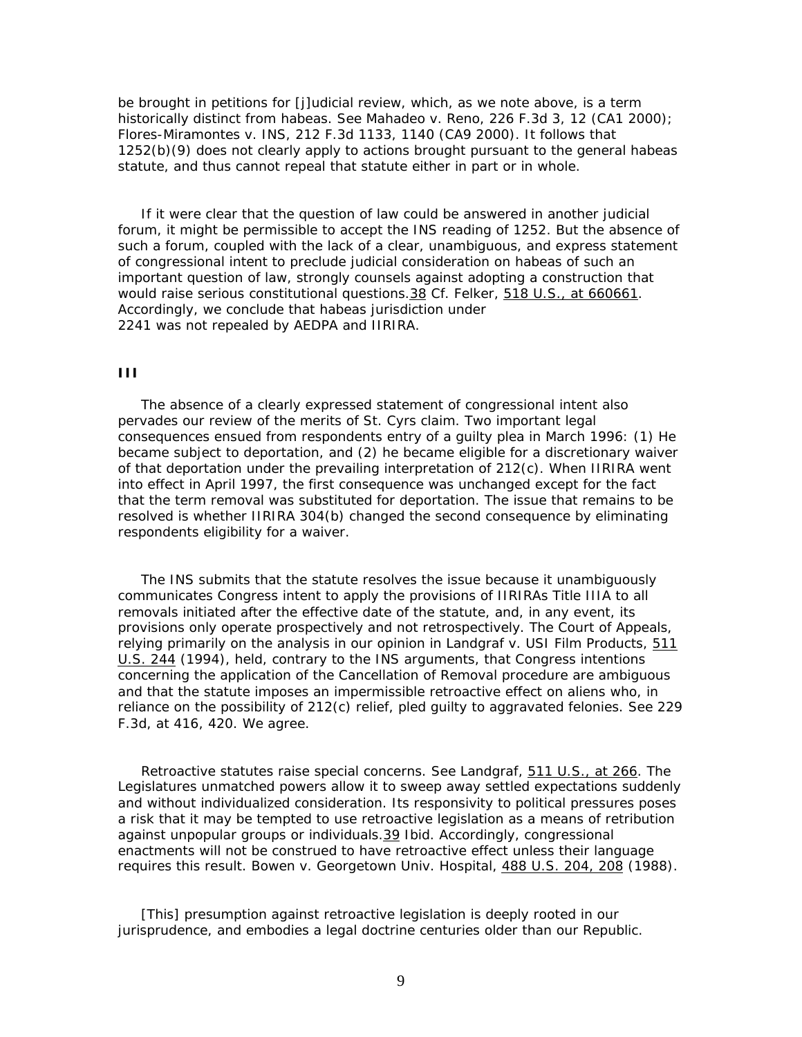be brought in petitions for [j]udicial review, which, as we note above, is a term historically distinct from habeas. See Mahadeo v. Reno, 226 F.3d 3, 12 (CA1 2000); Flores-Miramontes v. INS, 212 F.3d 1133, 1140 (CA9 2000). It follows that 1252(b)(9) does not clearly apply to actions brought pursuant to the general habeas statute, and thus cannot repeal that statute either in part or in whole.

If it were clear that the question of law could be answered in another judicial forum, it might be permissible to accept the INS reading of 1252. But the absence of such a forum, coupled with the lack of a clear, unambiguous, and express statement of congressional intent to preclude judicial consideration on habeas of such an important question of law, strongly counsels against adopting a construction that would raise serious constitutional questions.38 Cf. Felker, 518 U.S., at 660661. Accordingly, we conclude that habeas jurisdiction under 2241 was not repealed by AEDPA and IIRIRA.

## III

The absence of a clearly expressed statement of congressional intent also pervades our review of the merits of St. Cyrs claim. Two important legal consequences ensued from respondents entry of a guilty plea in March 1996: (1) He became subject to deportation, and (2) he became eligible for a discretionary waiver of that deportation under the prevailing interpretation of 212(c). When IIRIRA went into effect in April 1997, the first consequence was unchanged except for the fact that the term removal was substituted for deportation. The issue that remains to be resolved is whether IIRIRA 304(b) changed the second consequence by eliminating respondents eligibility for a waiver.

The INS submits that the statute resolves the issue because it unambiguously communicates Congress intent to apply the provisions of IIRIRAs Title IIIA to all removals initiated after the effective date of the statute, and, in any event, its provisions only operate prospectively and not retrospectively. The Court of Appeals, relying primarily on the analysis in our opinion in Landgraf v. USI Film Products, 511 U.S. 244 (1994), held, contrary to the INS arguments, that Congress intentions concerning the application of the Cancellation of Removal procedure are ambiguous and that the statute imposes an impermissible retroactive effect on aliens who, in reliance on the possibility of 212(c) relief, pled guilty to aggravated felonies. See 229 F.3d, at 416, 420. We agree.

Retroactive statutes raise special concerns. See Landgraf, 511 U.S., at 266. The Legislatures unmatched powers allow it to sweep away settled expectations suddenly and without individualized consideration. Its responsivity to political pressures poses a risk that it may be tempted to use retroactive legislation as a means of retribution against unpopular groups or individuals.39 Ibid. Accordingly, congressional enactments will not be construed to have retroactive effect unless their language requires this result. Bowen v. Georgetown Univ. Hospital, 488 U.S. 204, 208 (1988).

[This] presumption against retroactive legislation is deeply rooted in our jurisprudence, and embodies a legal doctrine centuries older than our Republic.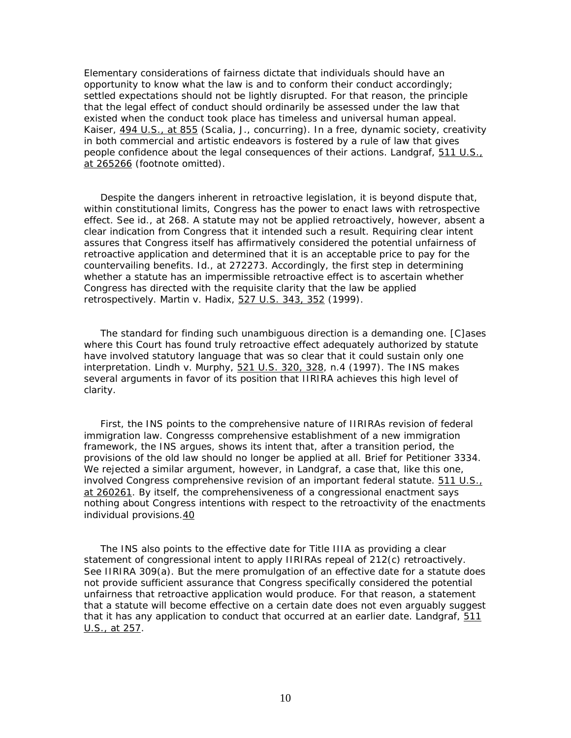Elementary considerations of fairness dictate that individuals should have an opportunity to know what the law is and to conform their conduct accordingly; settled expectations should not be lightly disrupted. For that reason, the principle that the legal effect of conduct should ordinarily be assessed under the law that existed when the conduct took place has timeless and universal human appeal. Kaiser, 494 U.S., at 855 (Scalia, J., concurring). In a free, dynamic society, creativity in both commercial and artistic endeavors is fostered by a rule of law that gives people confidence about the legal consequences of their actions. Landgraf, 511 U.S., at 265266 (footnote omitted).

Despite the dangers inherent in retroactive legislation, it is beyond dispute that, within constitutional limits, Congress has the power to enact laws with retrospective effect. See id., at 268. A statute may not be applied retroactively, however, absent a clear indication from Congress that it intended such a result. Requiring clear intent assures that Congress itself has affirmatively considered the potential unfairness of retroactive application and determined that it is an acceptable price to pay for the countervailing benefits. Id., at 272273. Accordingly, the first step in determining whether a statute has an impermissible retroactive effect is to ascertain whether Congress has directed with the requisite clarity that the law be applied retrospectively. Martin v. Hadix, 527 U.S. 343, 352 (1999).

The standard for finding such unambiguous direction is a demanding one. [C]ases where this Court has found truly retroactive effect adequately authorized by statute have involved statutory language that was so clear that it could sustain only one interpretation. Lindh v. Murphy, 521 U.S. 320, 328, n.4 (1997). The INS makes several arguments in favor of its position that IIRIRA achieves this high level of clarity.

First, the INS points to the comprehensive nature of IIRIRAs revision of federal immigration law. Congresss comprehensive establishment of a new immigration framework, the INS argues, shows its intent that, after a transition period, the provisions of the old law should no longer be applied at all. Brief for Petitioner 3334. We rejected a similar argument, however, in Landgraf, a case that, like this one, involved Congress comprehensive revision of an important federal statute. 511 U.S., at 260261. By itself, the comprehensiveness of a congressional enactment says nothing about Congress intentions with respect to the retroactivity of the enactments individual provisions.40

The INS also points to the effective date for Title IIIA as providing a clear statement of congressional intent to apply IIRIRAs repeal of 212(c) retroactively. See IIRIRA 309(a). But the mere promulgation of an effective date for a statute does not provide sufficient assurance that Congress specifically considered the potential unfairness that retroactive application would produce. For that reason, a statement that a statute will become effective on a certain date does not even arguably suggest that it has any application to conduct that occurred at an earlier date. Landgraf, 511 U.S., at 257.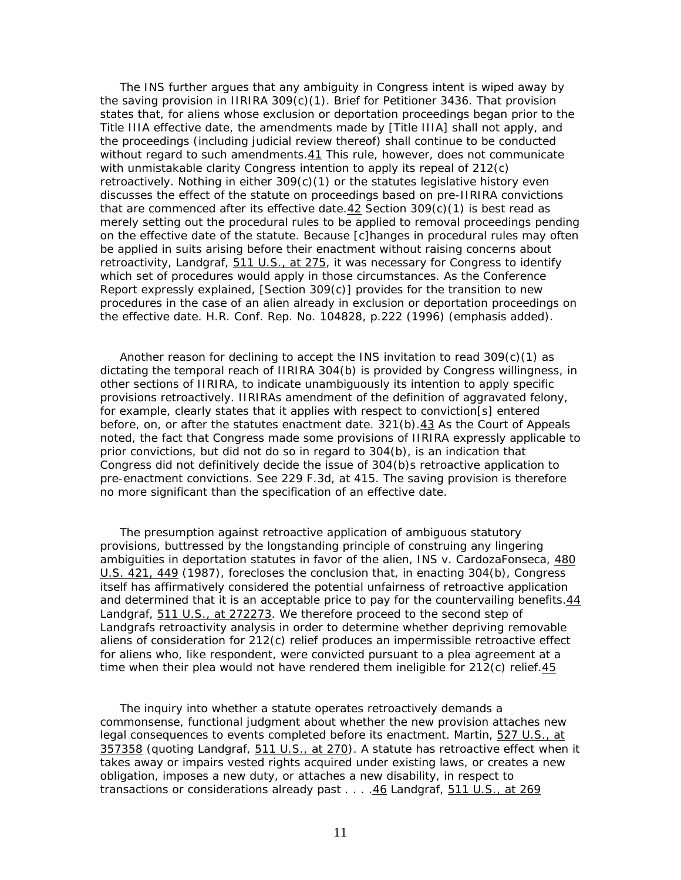The INS further argues that any ambiguity in Congress intent is wiped away by the saving provision in IIRIRA 309(c)(1). Brief for Petitioner 3436. That provision states that, for aliens whose exclusion or deportation proceedings began prior to the Title IIIA effective date, the amendments made by [Title IIIA] shall not apply, and the proceedings (including judicial review thereof) shall continue to be conducted without regard to such amendments.41 This rule, however, does not communicate with unmistakable clarity Congress intention to apply its repeal of 212(c) retroactively. Nothing in either 309(c)(1) or the statutes legislative history even discusses the effect of the statute on proceedings based on pre-IIRIRA convictions that are commenced after its effective date.42 Section 309(c)(1) is best read as merely setting out the procedural rules to be applied to removal proceedings pending on the effective date of the statute. Because [c]hanges in procedural rules may often be applied in suits arising before their enactment without raising concerns about retroactivity, Landgraf, 511 U.S., at 275, it was necessary for Congress to identify which set of procedures would apply in those circumstances. As the Conference Report expressly explained, [Section 309(c)] provides for the transition to new procedures in the case of an alien already in exclusion or deportation proceedings on the effective date. H.R. Conf. Rep. No. 104828, p.222 (1996) (emphasis added).

Another reason for declining to accept the INS invitation to read 309(c)(1) as dictating the temporal reach of IIRIRA 304(b) is provided by Congress willingness, in other sections of IIRIRA, to indicate unambiguously its intention to apply specific provisions retroactively. IIRIRAs amendment of the definition of aggravated felony, for example, clearly states that it applies with respect to conviction[s] entered before, on, or after the statutes enactment date. 321(b).43 As the Court of Appeals noted, the fact that Congress made some provisions of IIRIRA expressly applicable to prior convictions, but did not do so in regard to 304(b), is an indication that Congress did not definitively decide the issue of 304(b)s retroactive application to pre-enactment convictions. See 229 F.3d, at 415. The saving provision is therefore no more significant than the specification of an effective date.

The presumption against retroactive application of ambiguous statutory provisions, buttressed by the longstanding principle of construing any lingering ambiguities in deportation statutes in favor of the alien, INS v. CardozaFonseca, 480 U.S. 421, 449 (1987), forecloses the conclusion that, in enacting 304(b), Congress itself has affirmatively considered the potential unfairness of retroactive application and determined that it is an acceptable price to pay for the countervailing benefits.44 Landgraf, 511 U.S., at 272273. We therefore proceed to the second step of Landgrafs retroactivity analysis in order to determine whether depriving removable aliens of consideration for 212(c) relief produces an impermissible retroactive effect for aliens who, like respondent, were convicted pursuant to a plea agreement at a time when their plea would not have rendered them ineligible for 212(c) relief.45

The inquiry into whether a statute operates retroactively demands a commonsense, functional judgment about whether the new provision attaches new legal consequences to events completed before its enactment. Martin, 527 U.S., at 357358 (quoting Landgraf, 511 U.S., at 270). A statute has retroactive effect when it takes away or impairs vested rights acquired under existing laws, or creates a new obligation, imposes a new duty, or attaches a new disability, in respect to transactions or considerations already past . . . .46 Landgraf, 511 U.S., at 269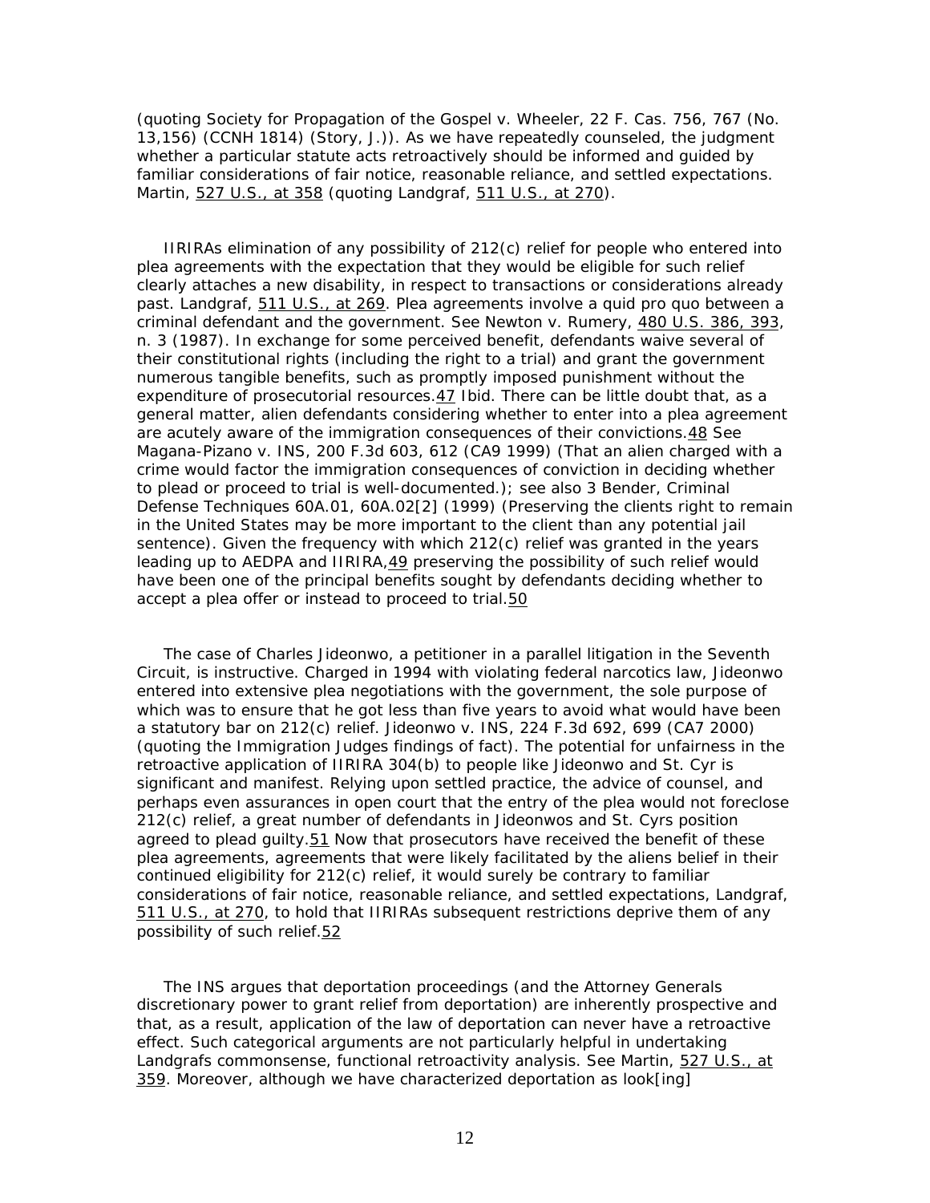(quoting Society for Propagation of the Gospel v. Wheeler, 22 F. Cas. 756, 767 (No. 13,156) (CCNH 1814) (Story, J.)). As we have repeatedly counseled, the judgment whether a particular statute acts retroactively should be informed and guided by familiar considerations of fair notice, reasonable reliance, and settled expectations. Martin, 527 U.S., at 358 (quoting Landgraf, 511 U.S., at 270).

IIRIRAs elimination of any possibility of 212(c) relief for people who entered into plea agreements with the expectation that they would be eligible for such relief clearly attaches a new disability, in respect to transactions or considerations already past. Landgraf, 511 U.S., at 269. Plea agreements involve a quid pro quo between a criminal defendant and the government. See Newton v. Rumery, 480 U.S. 386, 393, n. 3 (1987). In exchange for some perceived benefit, defendants waive several of their constitutional rights (including the right to a trial) and grant the government numerous tangible benefits, such as promptly imposed punishment without the expenditure of prosecutorial resources.47 Ibid. There can be little doubt that, as a general matter, alien defendants considering whether to enter into a plea agreement are acutely aware of the immigration consequences of their convictions.48 See Magana-Pizano v. INS, 200 F.3d 603, 612 (CA9 1999) (That an alien charged with a crime would factor the immigration consequences of conviction in deciding whether to plead or proceed to trial is well-documented.); see also 3 Bender, Criminal Defense Techniques 60A.01, 60A.02[2] (1999) (Preserving the clients right to remain in the United States may be more important to the client than any potential jail sentence). Given the frequency with which 212(c) relief was granted in the years leading up to AEDPA and IIRIRA,49 preserving the possibility of such relief would have been one of the principal benefits sought by defendants deciding whether to accept a plea offer or instead to proceed to trial.50

The case of Charles Jideonwo, a petitioner in a parallel litigation in the Seventh Circuit, is instructive. Charged in 1994 with violating federal narcotics law, Jideonwo entered into extensive plea negotiations with the government, the sole purpose of which was to ensure that he got less than five years to avoid what would have been a statutory bar on 212(c) relief. Jideonwo v. INS, 224 F.3d 692, 699 (CA7 2000) (quoting the Immigration Judges findings of fact). The potential for unfairness in the retroactive application of IIRIRA 304(b) to people like Jideonwo and St. Cyr is significant and manifest. Relying upon settled practice, the advice of counsel, and perhaps even assurances in open court that the entry of the plea would not foreclose 212(c) relief, a great number of defendants in Jideonwos and St. Cyrs position agreed to plead guilty.51 Now that prosecutors have received the benefit of these plea agreements, agreements that were likely facilitated by the aliens belief in their continued eligibility for 212(c) relief, it would surely be contrary to familiar considerations of fair notice, reasonable reliance, and settled expectations, Landgraf, 511 U.S., at 270, to hold that IIRIRAs subsequent restrictions deprive them of any possibility of such relief.52

The INS argues that deportation proceedings (and the Attorney Generals discretionary power to grant relief from deportation) are inherently prospective and that, as a result, application of the law of deportation can never have a retroactive effect. Such categorical arguments are not particularly helpful in undertaking Landgrafs commonsense, functional retroactivity analysis. See Martin, 527 U.S., at 359. Moreover, although we have characterized deportation as look[ing]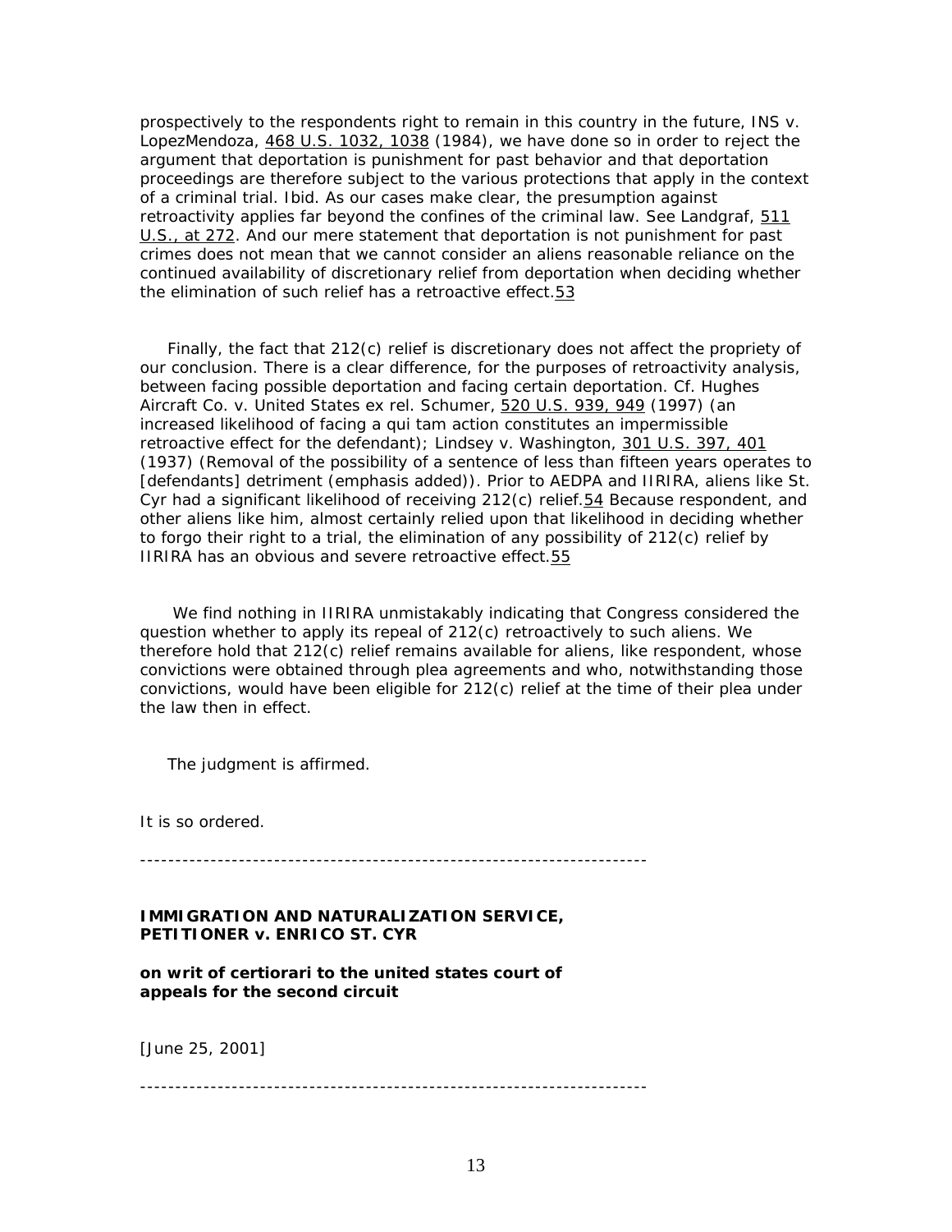prospectively to the respondents right to remain in this country in the future, INS v. LopezMendoza, 468 U.S. 1032, 1038 (1984), we have done so in order to reject the argument that deportation is punishment for past behavior and that deportation proceedings are therefore subject to the various protections that apply in the context of a criminal trial. Ibid. As our cases make clear, the presumption against retroactivity applies far beyond the confines of the criminal law. See Landgraf, 511 U.S., at 272. And our mere statement that deportation is not punishment for past crimes does not mean that we cannot consider an aliens reasonable reliance on the continued availability of discretionary relief from deportation when deciding whether the elimination of such relief has a retroactive effect.53

Finally, the fact that 212(c) relief is discretionary does not affect the propriety of our conclusion. There is a clear difference, for the purposes of retroactivity analysis, between facing possible deportation and facing certain deportation. Cf. Hughes Aircraft Co. v. United States ex rel. Schumer, 520 U.S. 939, 949 (1997) (an increased likelihood of facing a qui tam action constitutes an impermissible retroactive effect for the defendant); Lindsey v. Washington, 301 U.S. 397, 401 (1937) (Removal of the possibility of a sentence of less than fifteen years operates to [defendants] detriment (emphasis added)). Prior to AEDPA and IIRIRA, aliens like St. Cyr had a significant likelihood of receiving 212(c) relief.54 Because respondent, and other aliens like him, almost certainly relied upon that likelihood in deciding whether to forgo their right to a trial, the elimination of any possibility of 212(c) relief by IIRIRA has an obvious and severe retroactive effect.55

We find nothing in IIRIRA unmistakably indicating that Congress considered the question whether to apply its repeal of 212(c) retroactively to such aliens. We therefore hold that 212(c) relief remains available for aliens, like respondent, whose convictions were obtained through plea agreements and who, notwithstanding those convictions, would have been eligible for 212(c) relief at the time of their plea under the law then in effect.

The judgment is affirmed.

It is so ordered.

---

**IMMIGRATION AND NATURALIZATION SERVICE, PETITIONER v. ENRICO ST. CYR**

**on writ of certiorari to the united states court of appeals for the second circuit**

[June 25, 2001]

---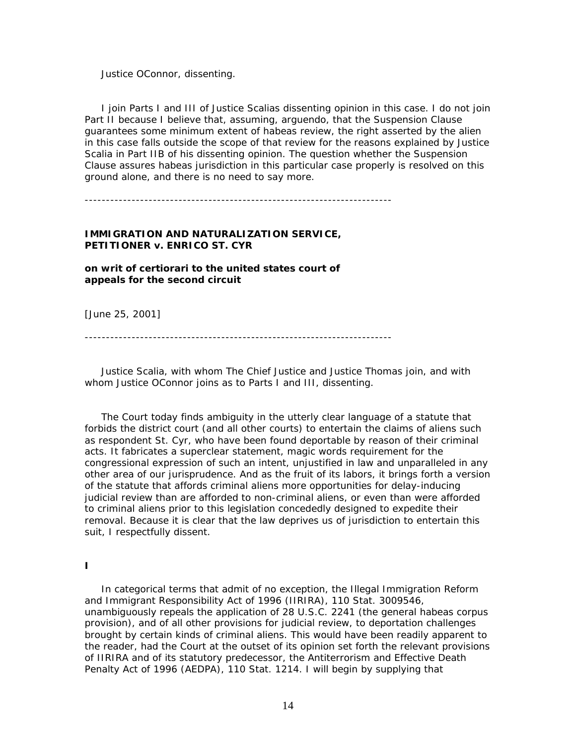Justice OConnor, dissenting.

I join Parts I and III of Justice Scalias dissenting opinion in this case. I do not join Part II because I believe that, assuming, arguendo, that the Suspension Clause guarantees some minimum extent of habeas review, the right asserted by the alien in this case falls outside the scope of that review for the reasons explained by Justice Scalia in Part IIB of his dissenting opinion. The question whether the Suspension Clause assures habeas jurisdiction in this particular case properly is resolved on this ground alone, and there is no need to say more.

---

**IMMIGRATION AND NATURALIZATION SERVICE, PETITIONER v. ENRICO ST. CYR**

**on writ of certiorari to the united states court of appeals for the second circuit**

[June 25, 2001]

---

Justice Scalia, with whom The Chief Justice and Justice Thomas join, and with whom Justice OConnor joins as to Parts I and III, dissenting.

The Court today finds ambiguity in the utterly clear language of a statute that forbids the district court (and all other courts) to entertain the claims of aliens such as respondent St. Cyr, who have been found deportable by reason of their criminal acts. It fabricates a superclear statement, magic words requirement for the congressional expression of such an intent, unjustified in law and unparalleled in any other area of our jurisprudence. And as the fruit of its labors, it brings forth a version of the statute that affords criminal aliens more opportunities for delay-inducing judicial review than are afforded to non-criminal aliens, or even than were afforded to criminal aliens prior to this legislation concededly designed to expedite their removal. Because it is clear that the law deprives us of jurisdiction to entertain this suit, I respectfully dissent.

**I**

In categorical terms that admit of no exception, the Illegal Immigration Reform and Immigrant Responsibility Act of 1996 (IIRIRA), 110 Stat. 3009546, unambiguously repeals the application of 28 U.S.C. 2241 (the general habeas corpus provision), and of all other provisions for judicial review, to deportation challenges brought by certain kinds of criminal aliens. This would have been readily apparent to the reader, had the Court at the outset of its opinion set forth the relevant provisions of IIRIRA and of its statutory predecessor, the Antiterrorism and Effective Death Penalty Act of 1996 (AEDPA), 110 Stat. 1214. I will begin by supplying that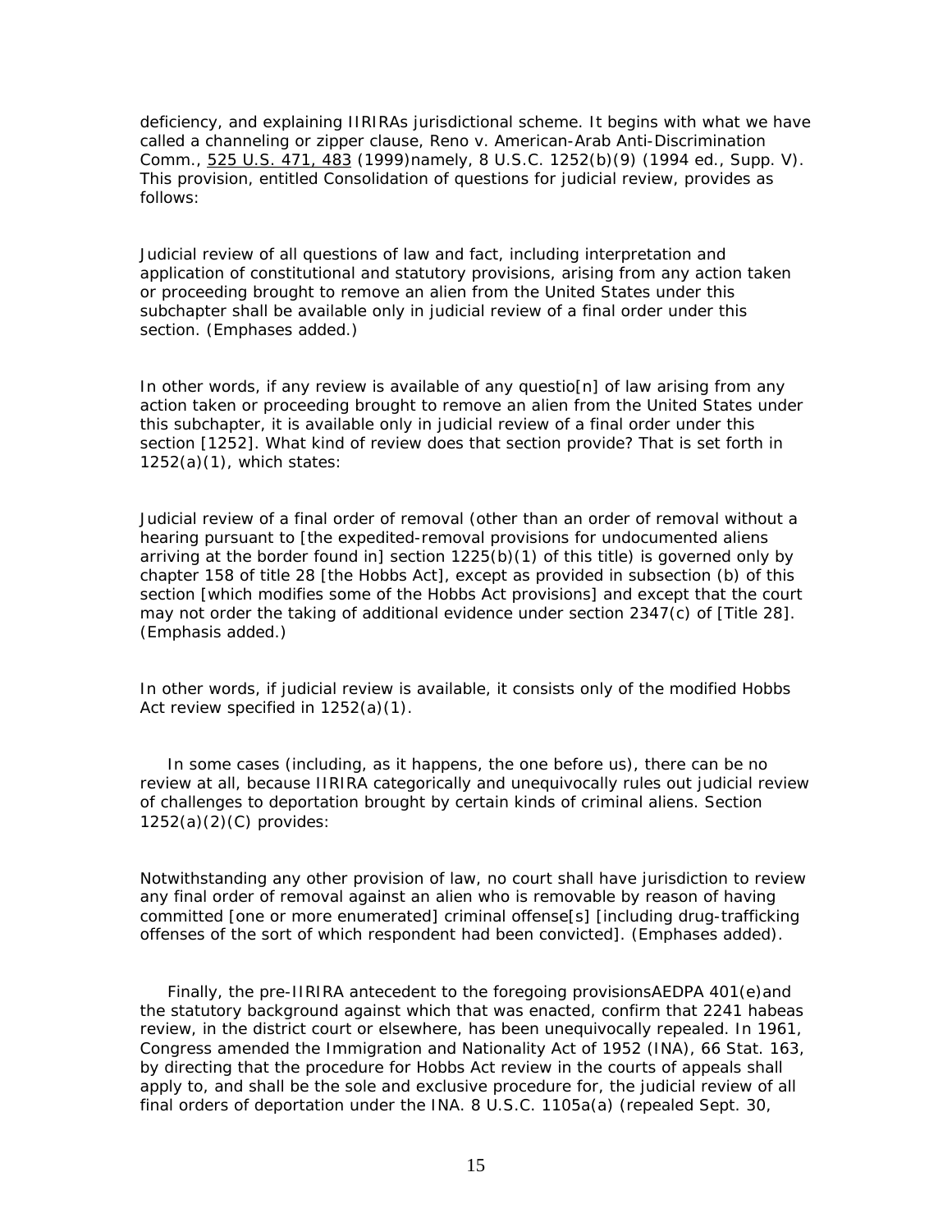deficiency, and explaining IIRIRAs jurisdictional scheme. It begins with what we have called a channeling or zipper clause, Reno v. American-Arab Anti-Discrimination Comm., 525 U.S. 471, 483 (1999)namely, 8 U.S.C. 1252(b)(9) (1994 ed., Supp. V). This provision, entitled Consolidation of questions for judicial review, provides as follows:

Judicial review of all questions of law and fact, including interpretation and application of constitutional and statutory provisions, arising from any action taken or proceeding brought to remove an alien from the United States under this subchapter shall be available only in judicial review of a final order under this section. (Emphases added.)

In other words, if any review is available of any questio[n] of law arising from any action taken or proceeding brought to remove an alien from the United States under this subchapter, it is available only in judicial review of a final order under this section [1252]. What kind of review does that section provide? That is set forth in 1252(a)(1), which states:

Judicial review of a final order of removal (other than an order of removal without a hearing pursuant to [the expedited-removal provisions for undocumented aliens arriving at the border found in] section 1225(b)(1) of this title) is governed only by chapter 158 of title 28 [the Hobbs Act], except as provided in subsection (b) of this section [which modifies some of the Hobbs Act provisions] and except that the court may not order the taking of additional evidence under section 2347(c) of [Title 28]. (Emphasis added.)

In other words, if judicial review is available, it consists only of the modified Hobbs Act review specified in 1252(a)(1).

In some cases (including, as it happens, the one before us), there can be no review at all, because IIRIRA categorically and unequivocally rules out judicial review of challenges to deportation brought by certain kinds of criminal aliens. Section 1252(a)(2)(C) provides:

Notwithstanding any other provision of law, no court shall have jurisdiction to review any final order of removal against an alien who is removable by reason of having committed [one or more enumerated] criminal offense[s] [including drug-trafficking offenses of the sort of which respondent had been convicted]. (Emphases added).

Finally, the pre-IIRIRA antecedent to the foregoing provisionsAEDPA 401(e)and the statutory background against which that was enacted, confirm that 2241 habeas review, in the district court or elsewhere, has been unequivocally repealed. In 1961, Congress amended the Immigration and Nationality Act of 1952 (INA), 66 Stat. 163, by directing that the procedure for Hobbs Act review in the courts of appeals shall apply to, and shall be the sole and exclusive procedure for, the judicial review of all final orders of deportation under the INA. 8 U.S.C. 1105a(a) (repealed Sept. 30,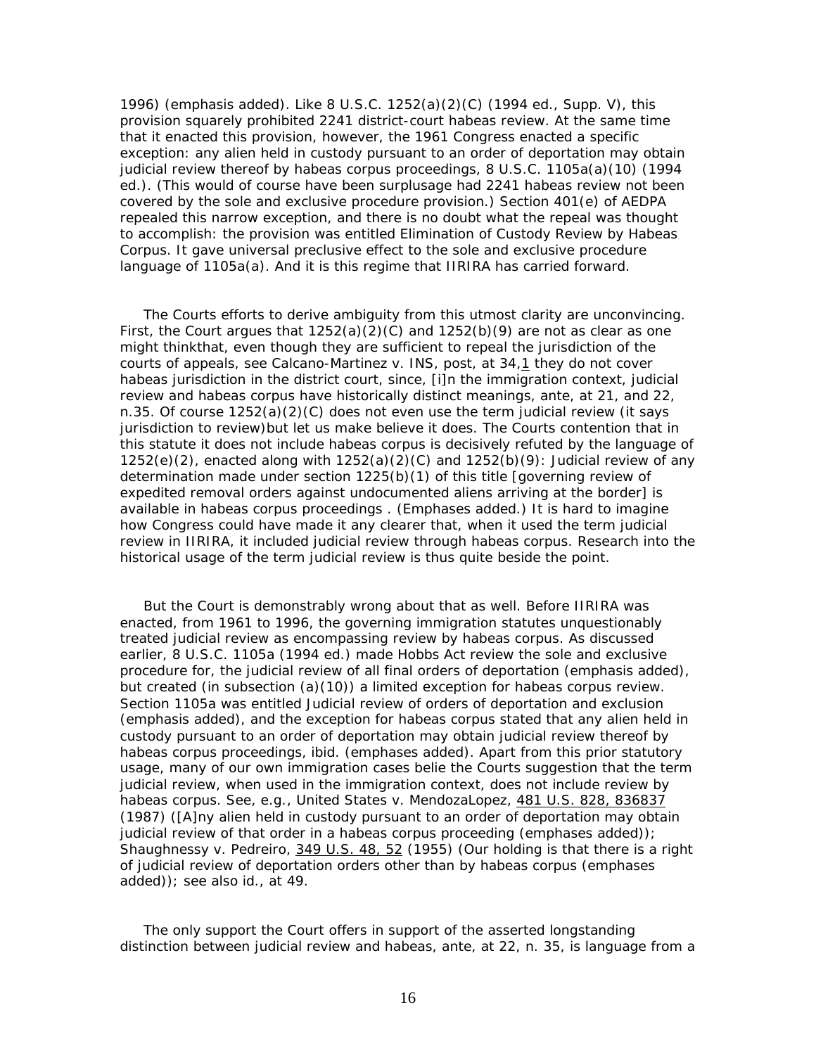1996) (emphasis added). Like 8 U.S.C. 1252(a)(2)(C) (1994 ed., Supp. V), this provision squarely prohibited 2241 district-court habeas review. At the same time that it enacted this provision, however, the 1961 Congress enacted a specific exception: any alien held in custody pursuant to an order of deportation may obtain judicial review thereof by habeas corpus proceedings, 8 U.S.C. 1105a(a)(10) (1994 ed.). (This would of course have been surplusage had 2241 habeas review not been covered by the sole and exclusive procedure provision.) Section 401(e) of AEDPA repealed this narrow exception, and there is no doubt what the repeal was thought to accomplish: the provision was entitled Elimination of Custody Review by Habeas Corpus. It gave universal preclusive effect to the sole and exclusive procedure language of 1105a(a). And it is this regime that IIRIRA has carried forward.

The Courts efforts to derive ambiguity from this utmost clarity are unconvincing. First, the Court argues that 1252(a)(2)(C) and 1252(b)(9) are not as clear as one might thinkthat, even though they are sufficient to repeal the jurisdiction of the courts of appeals, see Calcano-Martinez v. INS, post, at 34,1 they do not cover habeas jurisdiction in the district court, since, [i]n the immigration context, judicial review and habeas corpus have historically distinct meanings, ante, at 21, and 22, n.35. Of course 1252(a)(2)(C) does not even use the term judicial review (it says jurisdiction to review)but let us make believe it does. The Courts contention that in this statute it does not include habeas corpus is decisively refuted by the language of 1252(e)(2), enacted along with 1252(a)(2)(C) and 1252(b)(9): Judicial review of any determination made under section 1225(b)(1) of this title [governing review of expedited removal orders against undocumented aliens arriving at the border] is available in habeas corpus proceedings . (Emphases added.) It is hard to imagine how Congress could have made it any clearer that, when it used the term judicial review in IIRIRA, it included judicial review through habeas corpus. Research into the historical usage of the term judicial review is thus quite beside the point.

But the Court is demonstrably wrong about that as well. Before IIRIRA was enacted, from 1961 to 1996, the governing immigration statutes unquestionably treated judicial review as encompassing review by habeas corpus. As discussed earlier, 8 U.S.C. 1105a (1994 ed.) made Hobbs Act review the sole and exclusive procedure for, the judicial review of all final orders of deportation (emphasis added), but created (in subsection (a)(10)) a limited exception for habeas corpus review. Section 1105a was entitled Judicial review of orders of deportation and exclusion (emphasis added), and the exception for habeas corpus stated that any alien held in custody pursuant to an order of deportation may obtain judicial review thereof by habeas corpus proceedings, ibid. (emphases added). Apart from this prior statutory usage, many of our own immigration cases belie the Courts suggestion that the term judicial review, when used in the immigration context, does not include review by habeas corpus. See, e.g., United States v. MendozaLopez, 481 U.S. 828, 836837 (1987) ([A]ny alien held in custody pursuant to an order of deportation may obtain judicial review of that order in a habeas corpus proceeding (emphases added)); Shaughnessy v. Pedreiro, 349 U.S. 48, 52 (1955) (Our holding is that there is a right of judicial review of deportation orders other than by habeas corpus (emphases added)); see also id., at 49.

The only support the Court offers in support of the asserted longstanding distinction between judicial review and habeas, ante, at 22, n. 35, is language from a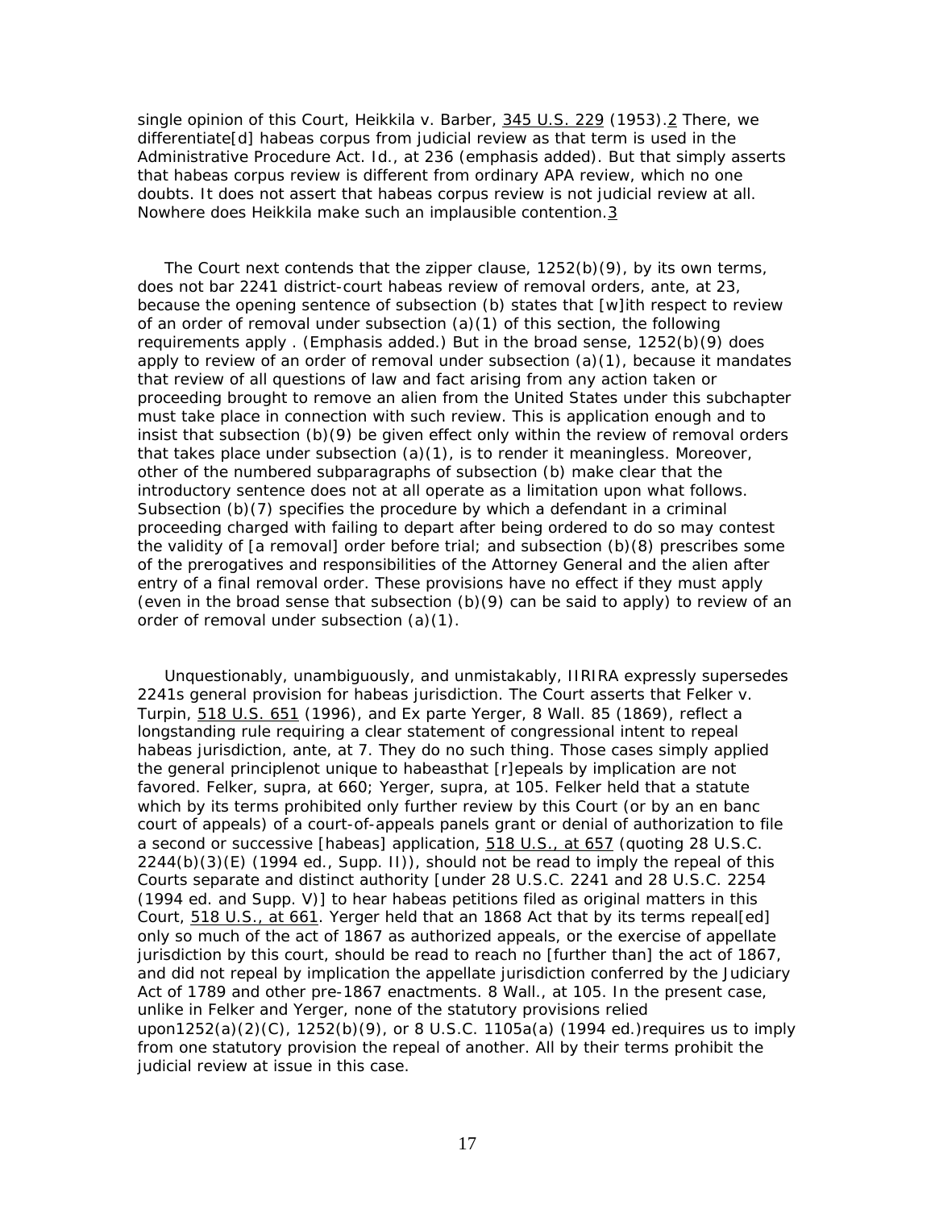single opinion of this Court, Heikkila v. Barber, 345 U.S. 229 (1953).2 There, we differentiate[d] habeas corpus from judicial review as that term is used in the Administrative Procedure Act. Id., at 236 (emphasis added). But that simply asserts that habeas corpus review is different from ordinary APA review, which no one doubts. It does not assert that habeas corpus review is not judicial review at all. Nowhere does Heikkila make such an implausible contention.3

The Court next contends that the zipper clause, 1252(b)(9), by its own terms, does not bar 2241 district-court habeas review of removal orders, ante, at 23, because the opening sentence of subsection (b) states that [w]ith respect to review of an order of removal under subsection (a)(1) of this section, the following requirements apply . (Emphasis added.) But in the broad sense, 1252(b)(9) does apply to review of an order of removal under subsection (a)(1), because it mandates that review of all questions of law and fact arising from any action taken or proceeding brought to remove an alien from the United States under this subchapter must take place in connection with such review. This is application enough and to insist that subsection (b)(9) be given effect only within the review of removal orders that takes place under subsection (a)(1), is to render it meaningless. Moreover, other of the numbered subparagraphs of subsection (b) make clear that the introductory sentence does not at all operate as a limitation upon what follows. Subsection (b)(7) specifies the procedure by which a defendant in a criminal proceeding charged with failing to depart after being ordered to do so may contest the validity of [a removal] order before trial; and subsection (b)(8) prescribes some of the prerogatives and responsibilities of the Attorney General and the alien after entry of a final removal order. These provisions have no effect if they must apply (even in the broad sense that subsection (b)(9) can be said to apply) to review of an order of removal under subsection (a)(1).

Unquestionably, unambiguously, and unmistakably, IIRIRA expressly supersedes 2241s general provision for habeas jurisdiction. The Court asserts that Felker v. Turpin, 518 U.S. 651 (1996), and Ex parte Yerger, 8 Wall. 85 (1869), reflect a longstanding rule requiring a clear statement of congressional intent to repeal habeas jurisdiction, ante, at 7. They do no such thing. Those cases simply applied the general principlenot unique to habeasthat [r]epeals by implication are not favored. Felker, supra, at 660; Yerger, supra, at 105. Felker held that a statute which by its terms prohibited only further review by this Court (or by an en banc court of appeals) of a court-of-appeals panels grant or denial of authorization to file a second or successive [habeas] application, 518 U.S., at 657 (quoting 28 U.S.C. 2244(b)(3)(E) (1994 ed., Supp. II)), should not be read to imply the repeal of this Courts separate and distinct authority [under 28 U.S.C. 2241 and 28 U.S.C. 2254 (1994 ed. and Supp. V)] to hear habeas petitions filed as original matters in this Court, 518 U.S., at 661. Yerger held that an 1868 Act that by its terms repeal[ed] only so much of the act of 1867 as authorized appeals, or the exercise of appellate jurisdiction by this court, should be read to reach no [further than] the act of 1867, and did not repeal by implication the appellate jurisdiction conferred by the Judiciary Act of 1789 and other pre-1867 enactments. 8 Wall., at 105. In the present case, unlike in Felker and Yerger, none of the statutory provisions relied upon1252(a)(2)(C), 1252(b)(9), or 8 U.S.C. 1105a(a) (1994 ed.)requires us to imply from one statutory provision the repeal of another. All by their terms prohibit the judicial review at issue in this case.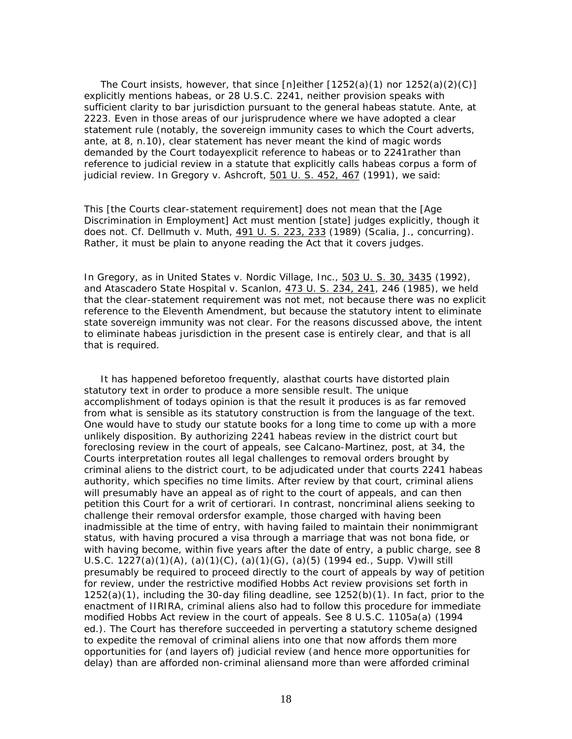The Court insists, however, that since [n]either [1252(a)(1) nor 1252(a)(2)(C)] explicitly mentions habeas, or 28 U.S.C. 2241, neither provision speaks with sufficient clarity to bar jurisdiction pursuant to the general habeas statute. Ante, at 2223. Even in those areas of our jurisprudence where we have adopted a clear statement rule (notably, the sovereign immunity cases to which the Court adverts, ante, at 8, n.10), clear statement has never meant the kind of magic words demanded by the Court todayexplicit reference to habeas or to 2241rather than reference to judicial review in a statute that explicitly calls habeas corpus a form of judicial review. In Gregory v. Ashcroft, 501 U. S. 452, 467 (1991), we said:

This [the Courts clear-statement requirement] does not mean that the [Age Discrimination in Employment] Act must mention [state] judges explicitly, though it does not. Cf. Dellmuth v. Muth, 491 U. S. 223, 233 (1989) (Scalia, J., concurring). Rather, it must be plain to anyone reading the Act that it covers judges.

In Gregory, as in United States v. Nordic Village, Inc., 503 U. S. 30, 3435 (1992), and Atascadero State Hospital v. Scanlon, 473 U. S. 234, 241, 246 (1985), we held that the clear-statement requirement was not met, not because there was no explicit reference to the Eleventh Amendment, but because the statutory intent to eliminate state sovereign immunity was not clear. For the reasons discussed above, the intent to eliminate habeas jurisdiction in the present case is entirely clear, and that is all that is required.

It has happened beforetoo frequently, alasthat courts have distorted plain statutory text in order to produce a more sensible result. The unique accomplishment of todays opinion is that the result it produces is as far removed from what is sensible as its statutory construction is from the language of the text. One would have to study our statute books for a long time to come up with a more unlikely disposition. By authorizing 2241 habeas review in the district court but foreclosing review in the court of appeals, see Calcano-Martinez, post, at 34, the Courts interpretation routes all legal challenges to removal orders brought by criminal aliens to the district court, to be adjudicated under that courts 2241 habeas authority, which specifies no time limits. After review by that court, criminal aliens will presumably have an appeal as of right to the court of appeals, and can then petition this Court for a writ of certiorari. In contrast, noncriminal aliens seeking to challenge their removal ordersfor example, those charged with having been inadmissible at the time of entry, with having failed to maintain their nonimmigrant status, with having procured a visa through a marriage that was not bona fide, or with having become, within five years after the date of entry, a public charge, see 8 U.S.C. 1227(a)(1)(A), (a)(1)(C), (a)(1)(G), (a)(5) (1994 ed., Supp. V)will still presumably be required to proceed directly to the court of appeals by way of petition for review, under the restrictive modified Hobbs Act review provisions set forth in 1252(a)(1), including the 30-day filing deadline, see 1252(b)(1). In fact, prior to the enactment of IIRIRA, criminal aliens also had to follow this procedure for immediate modified Hobbs Act review in the court of appeals. See 8 U.S.C. 1105a(a) (1994 ed.). The Court has therefore succeeded in perverting a statutory scheme designed to expedite the removal of criminal aliens into one that now affords them more opportunities for (and layers of) judicial review (and hence more opportunities for delay) than are afforded non-criminal aliensand more than were afforded criminal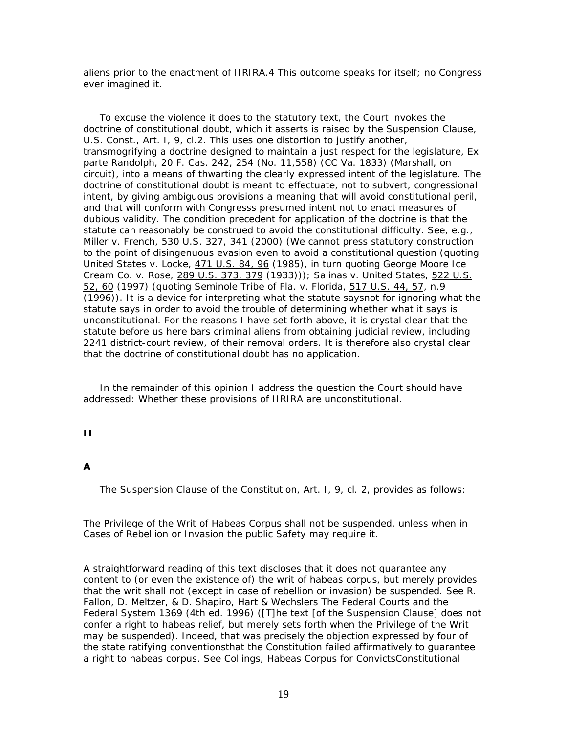aliens prior to the enactment of IIRIRA.4 This outcome speaks for itself; no Congress ever imagined it.

To excuse the violence it does to the statutory text, the Court invokes the doctrine of constitutional doubt, which it asserts is raised by the Suspension Clause, U.S. Const., Art. I, 9, cl.2. This uses one distortion to justify another, transmogrifying a doctrine designed to maintain a just respect for the legislature, Ex parte Randolph, 20 F. Cas. 242, 254 (No. 11,558) (CC Va. 1833) (Marshall, on circuit), into a means of thwarting the clearly expressed intent of the legislature. The doctrine of constitutional doubt is meant to effectuate, not to subvert, congressional intent, by giving ambiguous provisions a meaning that will avoid constitutional peril, and that will conform with Congresss presumed intent not to enact measures of dubious validity. The condition precedent for application of the doctrine is that the statute can reasonably be construed to avoid the constitutional difficulty. See, e.g., Miller v. French, 530 U.S. 327, 341 (2000) (We cannot press statutory construction to the point of disingenuous evasion even to avoid a constitutional question (quoting United States v. Locke, 471 U.S. 84, 96 (1985), in turn quoting George Moore Ice Cream Co. v. Rose, 289 U.S. 373, 379 (1933))); Salinas v. United States, 522 U.S. 52, 60 (1997) (quoting Seminole Tribe of Fla. v. Florida, 517 U.S. 44, 57, n.9 (1996)). It is a device for interpreting what the statute saysnot for ignoring what the statute says in order to avoid the trouble of determining whether what it says is unconstitutional. For the reasons I have set forth above, it is crystal clear that the statute before us here bars criminal aliens from obtaining judicial review, including 2241 district-court review, of their removal orders. It is therefore also crystal clear that the doctrine of constitutional doubt has no application.

In the remainder of this opinion I address the question the Court should have addressed: Whether these provisions of IIRIRA are unconstitutional.

## II

### A

The Suspension Clause of the Constitution, Art. I, 9, cl. 2, provides as follows:

The Privilege of the Writ of Habeas Corpus shall not be suspended, unless when in Cases of Rebellion or Invasion the public Safety may require it.

A straightforward reading of this text discloses that it does not guarantee any content to (or even the existence of) the writ of habeas corpus, but merely provides that the writ shall not (except in case of rebellion or invasion) be suspended. See R. Fallon, D. Meltzer, & D. Shapiro, Hart & Wechslers The Federal Courts and the Federal System 1369 (4th ed. 1996) ([T]he text [of the Suspension Clause] does not confer a right to habeas relief, but merely sets forth when the Privilege of the Writ may be suspended). Indeed, that was precisely the objection expressed by four of the state ratifying conventionsthat the Constitution failed affirmatively to guarantee a right to habeas corpus. See Collings, Habeas Corpus for ConvictsConstitutional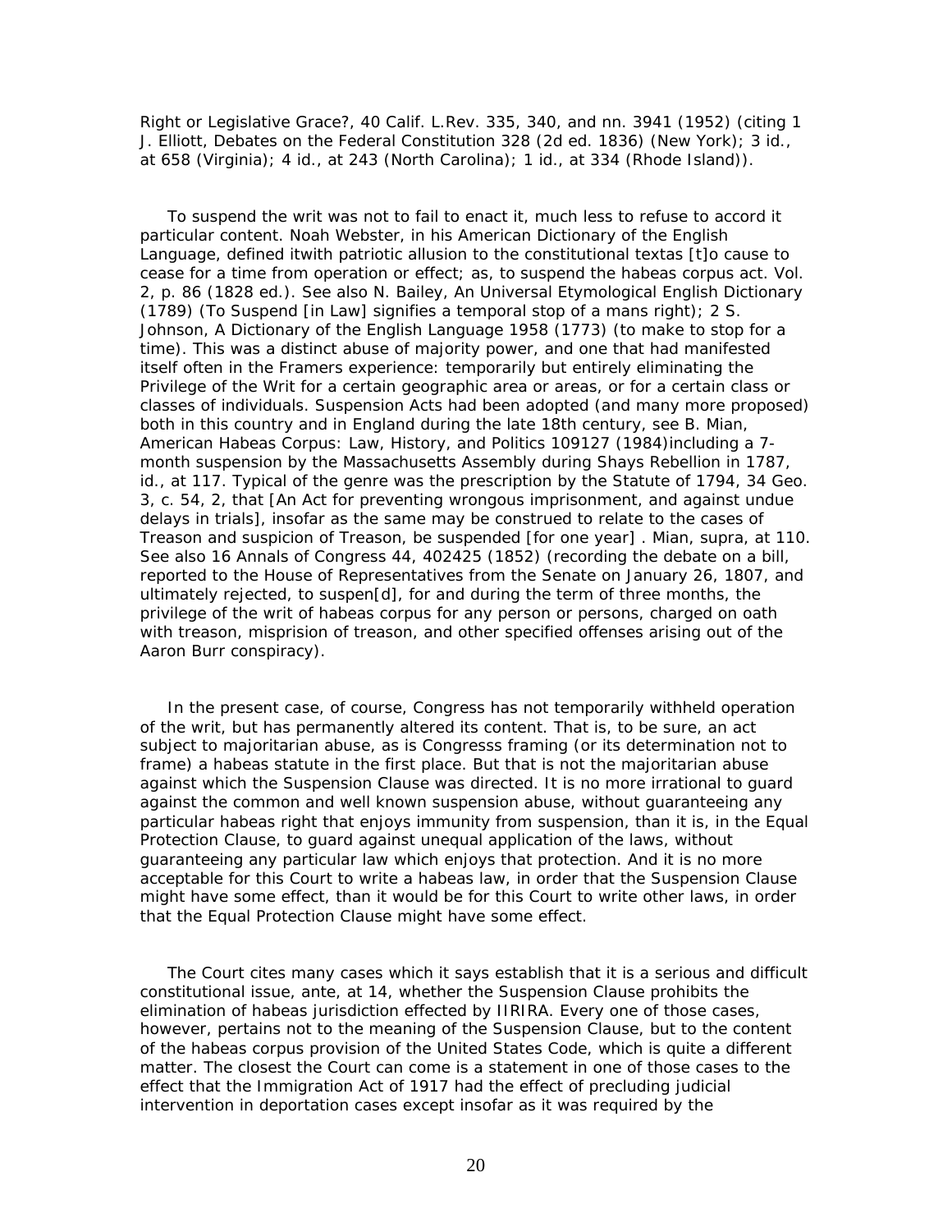Right or Legislative Grace?, 40 Calif. L.Rev. 335, 340, and nn. 3941 (1952) (citing 1 J. Elliott, Debates on the Federal Constitution 328 (2d ed. 1836) (New York); 3 id., at 658 (Virginia); 4 id., at 243 (North Carolina); 1 id., at 334 (Rhode Island)).

To suspend the writ was not to fail to enact it, much less to refuse to accord it particular content. Noah Webster, in his American Dictionary of the English Language, defined itwith patriotic allusion to the constitutional textas [t]o cause to cease for a time from operation or effect; as, to suspend the habeas corpus act. Vol. 2, p. 86 (1828 ed.). See also N. Bailey, An Universal Etymological English Dictionary (1789) (To Suspend [in Law] signifies a temporal stop of a mans right); 2 S. Johnson, A Dictionary of the English Language 1958 (1773) (to make to stop for a time). This was a distinct abuse of majority power, and one that had manifested itself often in the Framers experience: temporarily but entirely eliminating the Privilege of the Writ for a certain geographic area or areas, or for a certain class or classes of individuals. Suspension Acts had been adopted (and many more proposed) both in this country and in England during the late 18th century, see B. Mian, American Habeas Corpus: Law, History, and Politics 109127 (1984)including a 7-month suspension by the Massachusetts Assembly during Shays Rebellion in 1787, id., at 117. Typical of the genre was the prescription by the Statute of 1794, 34 Geo. 3, c. 54, 2, that [An Act for preventing wrongous imprisonment, and against undue delays in trials], insofar as the same may be construed to relate to the cases of Treason and suspicion of Treason, be suspended [for one year] . Mian, supra, at 110. See also 16 Annals of Congress 44, 402425 (1852) (recording the debate on a bill, reported to the House of Representatives from the Senate on January 26, 1807, and ultimately rejected, to suspen[d], for and during the term of three months, the privilege of the writ of habeas corpus for any person or persons, charged on oath with treason, misprision of treason, and other specified offenses arising out of the Aaron Burr conspiracy).

In the present case, of course, Congress has not temporarily withheld operation of the writ, but has permanently altered its content. That is, to be sure, an act subject to majoritarian abuse, as is Congresss framing (or its determination not to frame) a habeas statute in the first place. But that is not the majoritarian abuse against which the Suspension Clause was directed. It is no more irrational to guard against the common and well known suspension abuse, without guaranteeing any particular habeas right that enjoys immunity from suspension, than it is, in the Equal Protection Clause, to guard against unequal application of the laws, without guaranteeing any particular law which enjoys that protection. And it is no more acceptable for this Court to write a habeas law, in order that the Suspension Clause might have some effect, than it would be for this Court to write other laws, in order that the Equal Protection Clause might have some effect.

The Court cites many cases which it says establish that it is a serious and difficult constitutional issue, ante, at 14, whether the Suspension Clause prohibits the elimination of habeas jurisdiction effected by IIRIRA. Every one of those cases, however, pertains not to the meaning of the Suspension Clause, but to the content of the habeas corpus provision of the United States Code, which is quite a different matter. The closest the Court can come is a statement in one of those cases to the effect that the Immigration Act of 1917 had the effect of precluding judicial intervention in deportation cases except insofar as it was required by the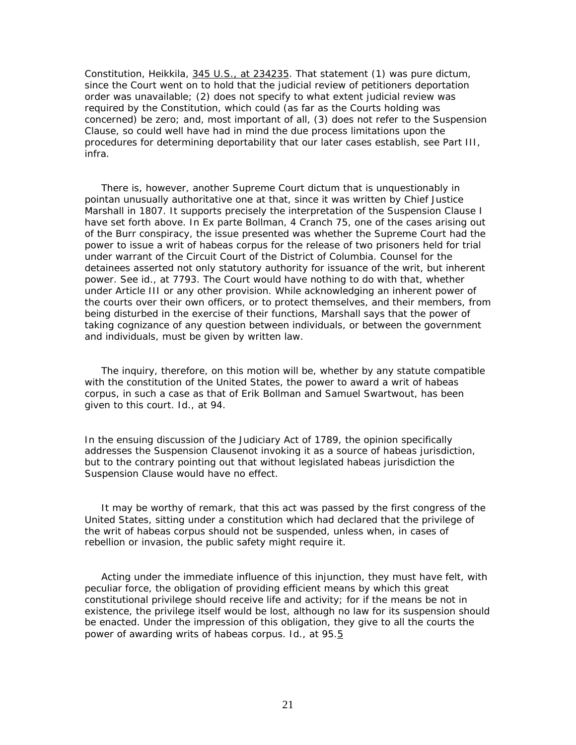Constitution, Heikkila, 345 U.S., at 234235. That statement (1) was pure dictum, since the Court went on to hold that the judicial review of petitioners deportation order was unavailable; (2) does not specify to what extent judicial review was required by the Constitution, which could (as far as the Courts holding was concerned) be zero; and, most important of all, (3) does not refer to the Suspension Clause, so could well have had in mind the due process limitations upon the procedures for determining deportability that our later cases establish, see Part III, infra.

There is, however, another Supreme Court dictum that is unquestionably in pointan unusually authoritative one at that, since it was written by Chief Justice Marshall in 1807. It supports precisely the interpretation of the Suspension Clause I have set forth above. In Ex parte Bollman, 4 Cranch 75, one of the cases arising out of the Burr conspiracy, the issue presented was whether the Supreme Court had the power to issue a writ of habeas corpus for the release of two prisoners held for trial under warrant of the Circuit Court of the District of Columbia. Counsel for the detainees asserted not only statutory authority for issuance of the writ, but inherent power. See id., at 7793. The Court would have nothing to do with that, whether under Article III or any other provision. While acknowledging an inherent power of the courts over their own officers, or to protect themselves, and their members, from being disturbed in the exercise of their functions, Marshall says that the power of taking cognizance of any question between individuals, or between the government and individuals, must be given by written law.

The inquiry, therefore, on this motion will be, whether by any statute compatible with the constitution of the United States, the power to award a writ of habeas corpus, in such a case as that of Erik Bollman and Samuel Swartwout, has been given to this court. Id., at 94.

In the ensuing discussion of the Judiciary Act of 1789, the opinion specifically addresses the Suspension Clausenot invoking it as a source of habeas jurisdiction, but to the contrary pointing out that without legislated habeas jurisdiction the Suspension Clause would have no effect.

It may be worthy of remark, that this act was passed by the first congress of the United States, sitting under a constitution which had declared that the privilege of the writ of habeas corpus should not be suspended, unless when, in cases of rebellion or invasion, the public safety might require it.

Acting under the immediate influence of this injunction, they must have felt, with peculiar force, the obligation of providing efficient means by which this great constitutional privilege should receive life and activity; for if the means be not in existence, the privilege itself would be lost, although no law for its suspension should be enacted. Under the impression of this obligation, they give to all the courts the power of awarding writs of habeas corpus. Id., at 95.[5]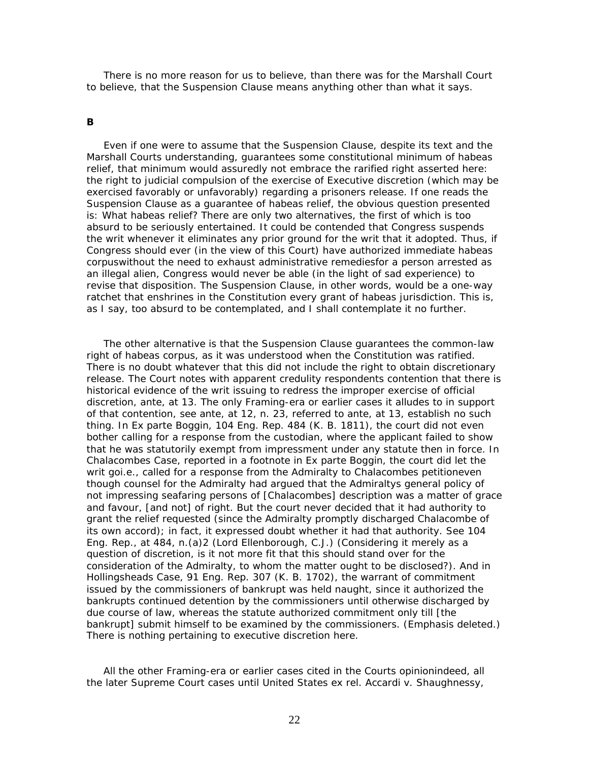There is no more reason for us to believe, than there was for the Marshall Court to believe, that the Suspension Clause means anything other than what it says.

**B**

Even if one were to assume that the Suspension Clause, despite its text and the Marshall Courts understanding, guarantees some constitutional minimum of habeas relief, that minimum would assuredly not embrace the rarified right asserted here: the right to judicial compulsion of the exercise of Executive discretion (which may be exercised favorably or unfavorably) regarding a prisoners release. If one reads the Suspension Clause as a guarantee of habeas relief, the obvious question presented is: What habeas relief? There are only two alternatives, the first of which is too absurd to be seriously entertained. It could be contended that Congress suspends the writ whenever it eliminates any prior ground for the writ that it adopted. Thus, if Congress should ever (in the view of this Court) have authorized immediate habeas corpuswithout the need to exhaust administrative remediesfor a person arrested as an illegal alien, Congress would never be able (in the light of sad experience) to revise that disposition. The Suspension Clause, in other words, would be a one-way ratchet that enshrines in the Constitution every grant of habeas jurisdiction. This is, as I say, too absurd to be contemplated, and I shall contemplate it no further.

The other alternative is that the Suspension Clause guarantees the common-law right of habeas corpus, as it was understood when the Constitution was ratified. There is no doubt whatever that this did not include the right to obtain discretionary release. The Court notes with apparent credulity respondents contention that there is historical evidence of the writ issuing to redress the improper exercise of official discretion, ante, at 13. The only Framing-era or earlier cases it alludes to in support of that contention, see ante, at 12, n. 23, referred to ante, at 13, establish no such thing. In Ex parte Boggin, 104 Eng. Rep. 484 (K. B. 1811), the court did not even bother calling for a response from the custodian, where the applicant failed to show that he was statutorily exempt from impressment under any statute then in force. In Chalacombes Case, reported in a footnote in Ex parte Boggin, the court did let the writ goi.e., called for a response from the Admiralty to Chalacombes petitioneven though counsel for the Admiralty had argued that the Admiraltys general policy of not impressing seafaring persons of [Chalacombes] description was a matter of grace and favour, [and not] of right. But the court never decided that it had authority to grant the relief requested (since the Admiralty promptly discharged Chalacombe of its own accord); in fact, it expressed doubt whether it had that authority. See 104 Eng. Rep., at 484, n.(a)2 (Lord Ellenborough, C.J.) (Considering it merely as a question of discretion, is it not more fit that this should stand over for the consideration of the Admiralty, to whom the matter ought to be disclosed?). And in Hollingsheads Case, 91 Eng. Rep. 307 (K. B. 1702), the warrant of commitment issued by the commissioners of bankrupt was held naught, since it authorized the bankrupts continued detention by the commissioners until otherwise discharged by due course of law, whereas the statute authorized commitment only till [the bankrupt] submit himself to be examined by the commissioners. (Emphasis deleted.) There is nothing pertaining to executive discretion here.

All the other Framing-era or earlier cases cited in the Courts opinionindeed, all the later Supreme Court cases until United States ex rel. Accardi v. Shaughnessy,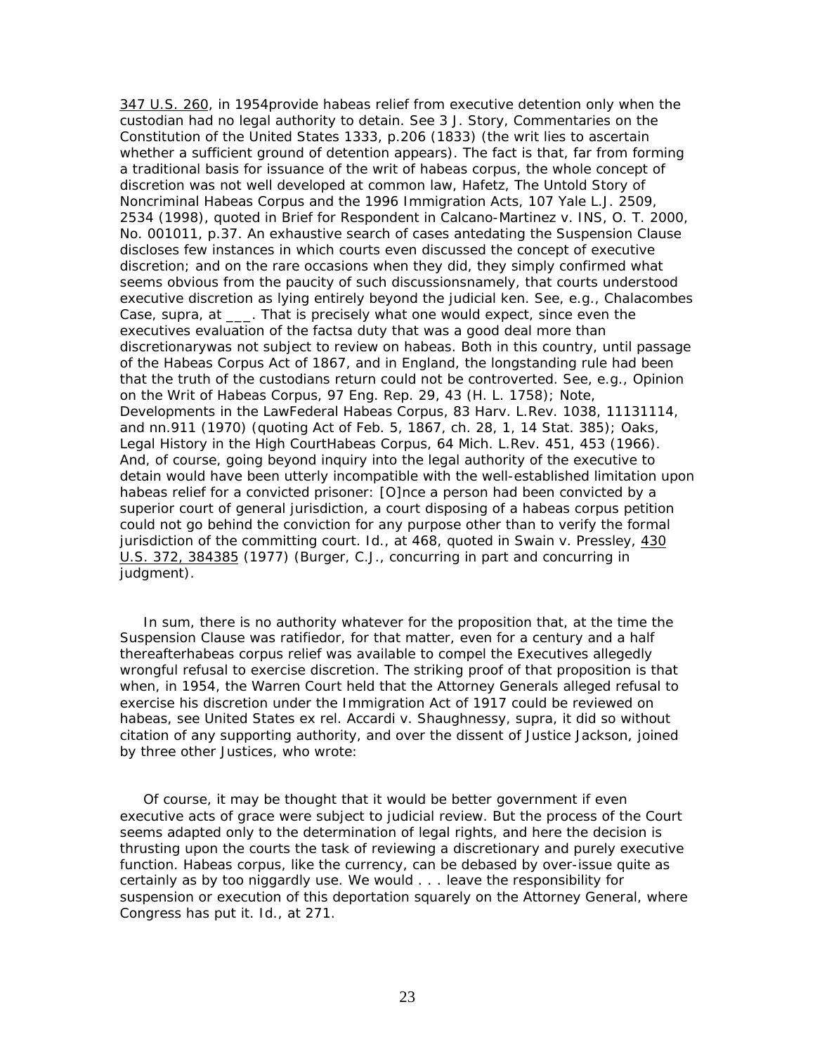347 U.S. 260, in 1954provide habeas relief from executive detention only when the custodian had no legal authority to detain. See 3 J. Story, Commentaries on the Constitution of the United States 1333, p.206 (1833) (the writ lies to ascertain whether a sufficient ground of detention appears). The fact is that, far from forming a traditional basis for issuance of the writ of habeas corpus, the whole concept of discretion was not well developed at common law, Hafetz, The Untold Story of Noncriminal Habeas Corpus and the 1996 Immigration Acts, 107 Yale L.J. 2509, 2534 (1998), quoted in Brief for Respondent in Calcano-Martinez v. INS, O. T. 2000, No. 001011, p.37. An exhaustive search of cases antedating the Suspension Clause discloses few instances in which courts even discussed the concept of executive discretion; and on the rare occasions when they did, they simply confirmed what seems obvious from the paucity of such discussionsnamely, that courts understood executive discretion as lying entirely beyond the judicial ken. See, e.g., Chalacombes Case, supra, at ___. That is precisely what one would expect, since even the executives evaluation of the factsa duty that was a good deal more than discretionarywas not subject to review on habeas. Both in this country, until passage of the Habeas Corpus Act of 1867, and in England, the longstanding rule had been that the truth of the custodians return could not be controverted. See, e.g., Opinion on the Writ of Habeas Corpus, 97 Eng. Rep. 29, 43 (H. L. 1758); Note, Developments in the LawFederal Habeas Corpus, 83 Harv. L.Rev. 1038, 11131114, and nn.911 (1970) (quoting Act of Feb. 5, 1867, ch. 28, 1, 14 Stat. 385); Oaks, Legal History in the High CourtHabeas Corpus, 64 Mich. L.Rev. 451, 453 (1966). And, of course, going beyond inquiry into the legal authority of the executive to detain would have been utterly incompatible with the well-established limitation upon habeas relief for a convicted prisoner: [O]nce a person had been convicted by a superior court of general jurisdiction, a court disposing of a habeas corpus petition could not go behind the conviction for any purpose other than to verify the formal jurisdiction of the committing court. Id., at 468, quoted in Swain v. Pressley, 430 U.S. 372, 384385 (1977) (Burger, C.J., concurring in part and concurring in judgment).

In sum, there is no authority whatever for the proposition that, at the time the Suspension Clause was ratifiedor, for that matter, even for a century and a half thereafterhabeas corpus relief was available to compel the Executives allegedly wrongful refusal to exercise discretion. The striking proof of that proposition is that when, in 1954, the Warren Court held that the Attorney Generals alleged refusal to exercise his discretion under the Immigration Act of 1917 could be reviewed on habeas, see United States ex rel. Accardi v. Shaughnessy, supra, it did so without citation of any supporting authority, and over the dissent of Justice Jackson, joined by three other Justices, who wrote:

Of course, it may be thought that it would be better government if even executive acts of grace were subject to judicial review. But the process of the Court seems adapted only to the determination of legal rights, and here the decision is thrusting upon the courts the task of reviewing a discretionary and purely executive function. Habeas corpus, like the currency, can be debased by over-issue quite as certainly as by too niggardly use. We would . . . leave the responsibility for suspension or execution of this deportation squarely on the Attorney General, where Congress has put it. Id., at 271.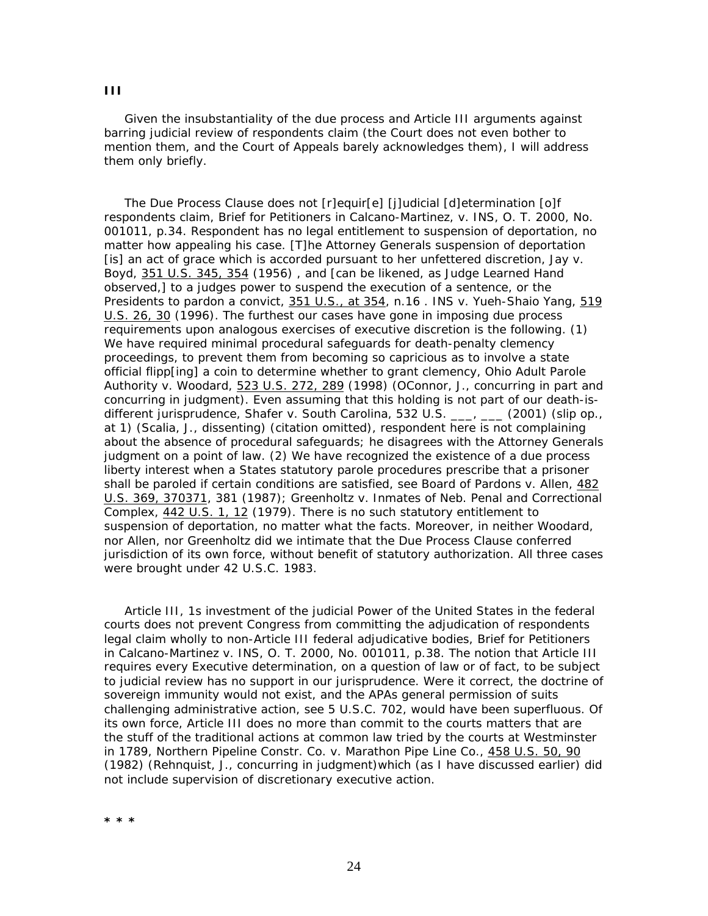**III**

Given the insubstantiality of the due process and Article III arguments against barring judicial review of respondents claim (the Court does not even bother to mention them, and the Court of Appeals barely acknowledges them), I will address them only briefly.

The Due Process Clause does not [r]equir[e] [j]udicial [d]etermination [o]f respondents claim, Brief for Petitioners in Calcano-Martinez, v. INS, O. T. 2000, No. 001011, p.34. Respondent has no legal entitlement to suspension of deportation, no matter how appealing his case. [T]he Attorney Generals suspension of deportation [is] an act of grace which is accorded pursuant to her unfettered discretion, Jay v. Boyd, 351 U.S. 345, 354 (1956) , and [can be likened, as Judge Learned Hand observed,] to a judges power to suspend the execution of a sentence, or the Presidents to pardon a convict, 351 U.S., at 354, n.16 . INS v. Yueh-Shaio Yang, 519 U.S. 26, 30 (1996). The furthest our cases have gone in imposing due process requirements upon analogous exercises of executive discretion is the following. (1) We have required minimal procedural safeguards for death-penalty clemency proceedings, to prevent them from becoming so capricious as to involve a state official flipp[ing] a coin to determine whether to grant clemency, Ohio Adult Parole Authority v. Woodard, 523 U.S. 272, 289 (1998) (OConnor, J., concurring in part and concurring in judgment). Even assuming that this holding is not part of our death-is-different jurisprudence, Shafer v. South Carolina, 532 U.S. ___, ___ (2001) (slip op., at 1) (Scalia, J., dissenting) (citation omitted), respondent here is not complaining about the absence of procedural safeguards; he disagrees with the Attorney Generals judgment on a point of law. (2) We have recognized the existence of a due process liberty interest when a States statutory parole procedures prescribe that a prisoner shall be paroled if certain conditions are satisfied, see Board of Pardons v. Allen, 482 U.S. 369, 370371, 381 (1987); Greenholtz v. Inmates of Neb. Penal and Correctional Complex, 442 U.S. 1, 12 (1979). There is no such statutory entitlement to suspension of deportation, no matter what the facts. Moreover, in neither Woodard, nor Allen, nor Greenholtz did we intimate that the Due Process Clause conferred jurisdiction of its own force, without benefit of statutory authorization. All three cases were brought under 42 U.S.C. 1983.

Article III, 1s investment of the judicial Power of the United States in the federal courts does not prevent Congress from committing the adjudication of respondents legal claim wholly to non-Article III federal adjudicative bodies, Brief for Petitioners in Calcano-Martinez v. INS, O. T. 2000, No. 001011, p.38. The notion that Article III requires every Executive determination, on a question of law or of fact, to be subject to judicial review has no support in our jurisprudence. Were it correct, the doctrine of sovereign immunity would not exist, and the APAs general permission of suits challenging administrative action, see 5 U.S.C. 702, would have been superfluous. Of its own force, Article III does no more than commit to the courts matters that are the stuff of the traditional actions at common law tried by the courts at Westminster in 1789, Northern Pipeline Constr. Co. v. Marathon Pipe Line Co., 458 U.S. 50, 90 (1982) (Rehnquist, J., concurring in judgment)which (as I have discussed earlier) did not include supervision of discretionary executive action.

\* \* \*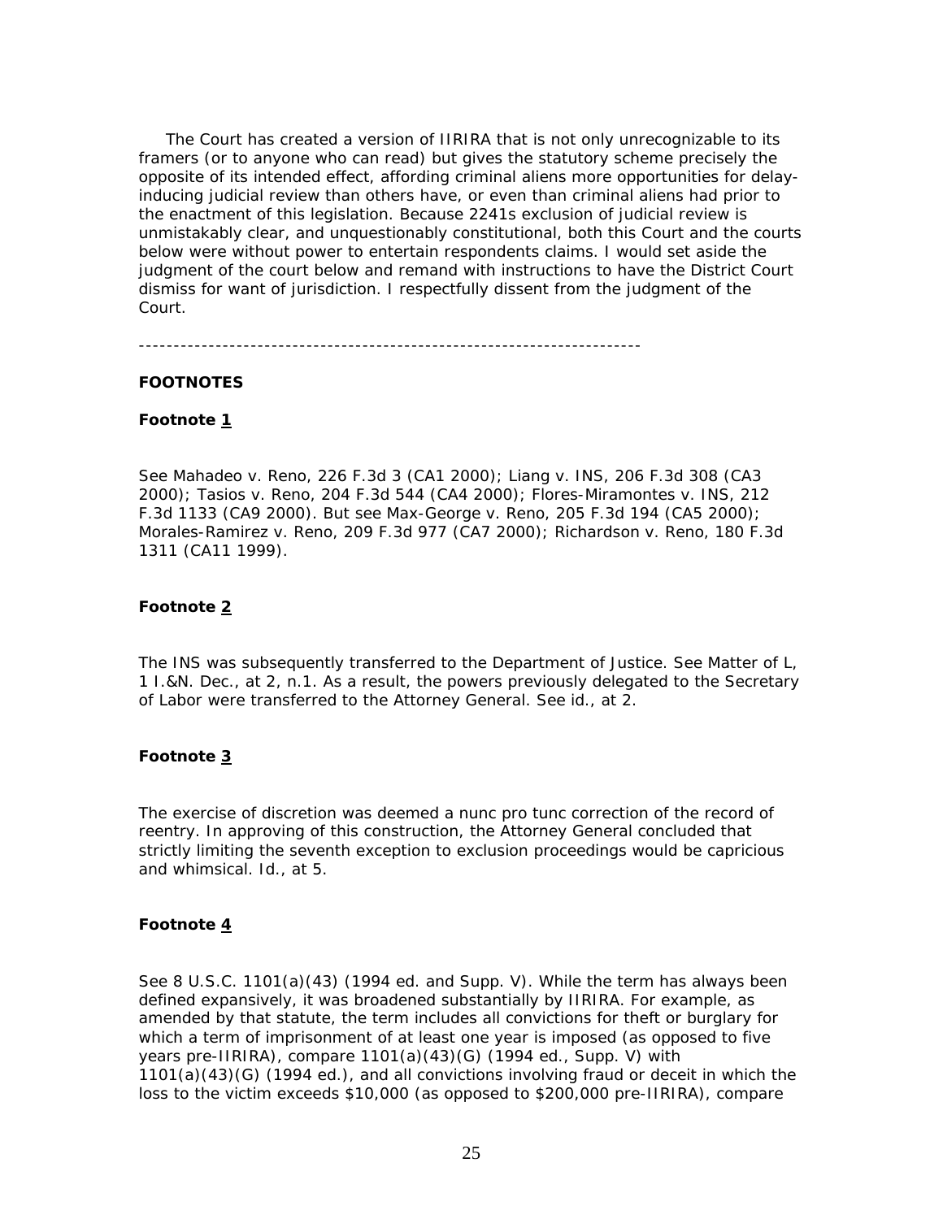The Court has created a version of IIRIRA that is not only unrecognizable to its framers (or to anyone who can read) but gives the statutory scheme precisely the opposite of its intended effect, affording criminal aliens more opportunities for delay-inducing judicial review than others have, or even than criminal aliens had prior to the enactment of this legislation. Because 2241s exclusion of judicial review is unmistakably clear, and unquestionably constitutional, both this Court and the courts below were without power to entertain respondents claims. I would set aside the judgment of the court below and remand with instructions to have the District Court dismiss for want of jurisdiction. I respectfully dissent from the judgment of the Court.

---

**FOOTNOTES**

**Footnote 1**

See Mahadeo v. Reno, 226 F.3d 3 (CA1 2000); Liang v. INS, 206 F.3d 308 (CA3 2000); Tasios v. Reno, 204 F.3d 544 (CA4 2000); Flores-Miramontes v. INS, 212 F.3d 1133 (CA9 2000). But see Max-George v. Reno, 205 F.3d 194 (CA5 2000); Morales-Ramirez v. Reno, 209 F.3d 977 (CA7 2000); Richardson v. Reno, 180 F.3d 1311 (CA11 1999).

**Footnote 2**

The INS was subsequently transferred to the Department of Justice. See Matter of L, 1 I.&N. Dec., at 2, n.1. As a result, the powers previously delegated to the Secretary of Labor were transferred to the Attorney General. See id., at 2.

**Footnote 3**

The exercise of discretion was deemed a nunc pro tunc correction of the record of reentry. In approving of this construction, the Attorney General concluded that strictly limiting the seventh exception to exclusion proceedings would be capricious and whimsical. Id., at 5.

**Footnote 4**

See 8 U.S.C. 1101(a)(43) (1994 ed. and Supp. V). While the term has always been defined expansively, it was broadened substantially by IIRIRA. For example, as amended by that statute, the term includes all convictions for theft or burglary for which a term of imprisonment of at least one year is imposed (as opposed to five years pre-IIRIRA), compare 1101(a)(43)(G) (1994 ed., Supp. V) with 1101(a)(43)(G) (1994 ed.), and all convictions involving fraud or deceit in which the loss to the victim exceeds $10,000 (as opposed to $200,000 pre-IIRIRA), compare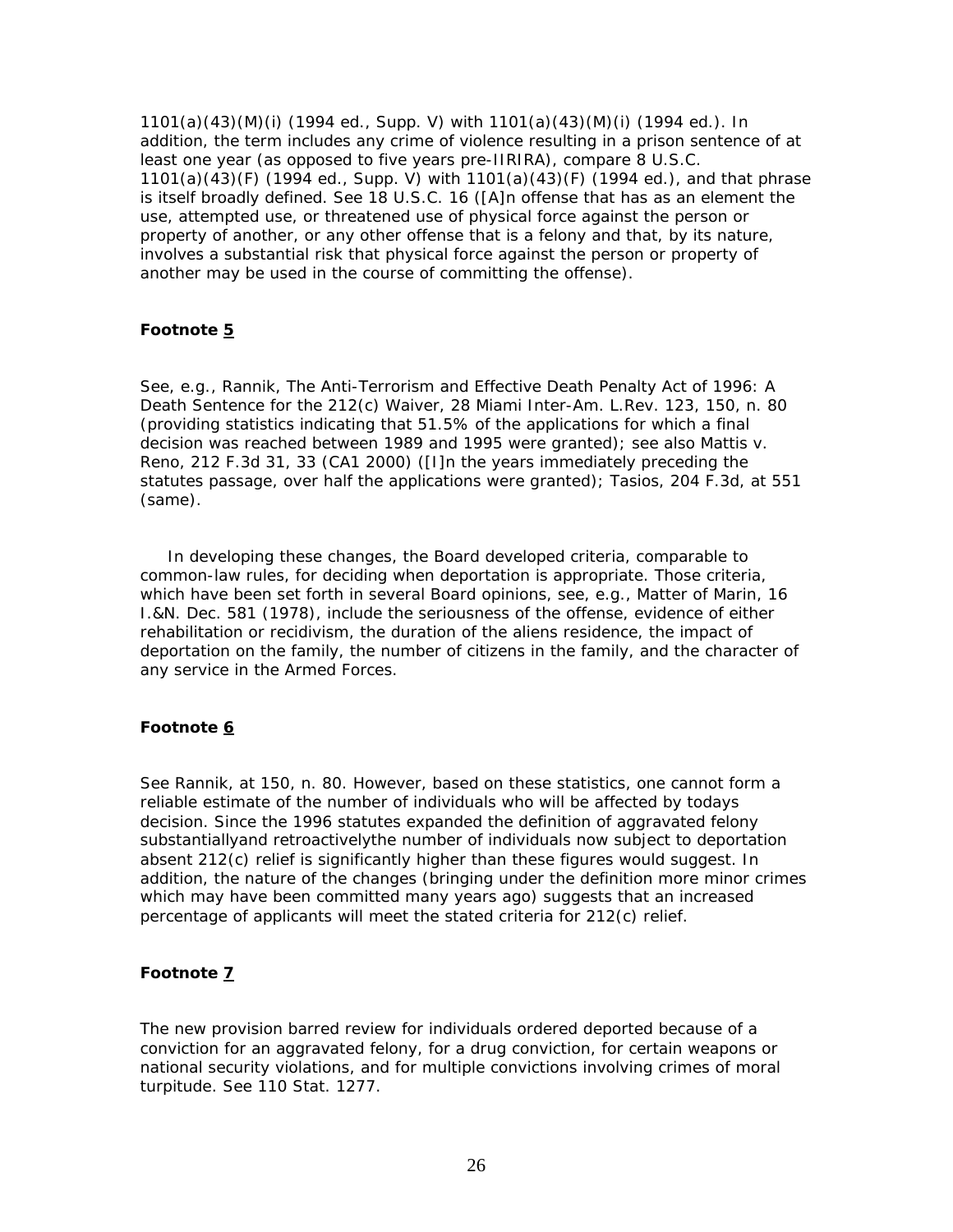1101(a)(43)(M)(i) (1994 ed., Supp. V) with 1101(a)(43)(M)(i) (1994 ed.). In addition, the term includes any crime of violence resulting in a prison sentence of at least one year (as opposed to five years pre-IIRIRA), compare 8 U.S.C. 1101(a)(43)(F) (1994 ed., Supp. V) with 1101(a)(43)(F) (1994 ed.), and that phrase is itself broadly defined. See 18 U.S.C. 16 ([A]n offense that has as an element the use, attempted use, or threatened use of physical force against the person or property of another, or any other offense that is a felony and that, by its nature, involves a substantial risk that physical force against the person or property of another may be used in the course of committing the offense).

**Footnote 5**

See, e.g., Rannik, The Anti-Terrorism and Effective Death Penalty Act of 1996: A Death Sentence for the 212(c) Waiver, 28 Miami Inter-Am. L.Rev. 123, 150, n. 80 (providing statistics indicating that 51.5% of the applications for which a final decision was reached between 1989 and 1995 were granted); see also Mattis v. Reno, 212 F.3d 31, 33 (CA1 2000) ([I]n the years immediately preceding the statutes passage, over half the applications were granted); Tasios, 204 F.3d, at 551 (same).

In developing these changes, the Board developed criteria, comparable to common-law rules, for deciding when deportation is appropriate. Those criteria, which have been set forth in several Board opinions, see, e.g., Matter of Marin, 16 I.&N. Dec. 581 (1978), include the seriousness of the offense, evidence of either rehabilitation or recidivism, the duration of the aliens residence, the impact of deportation on the family, the number of citizens in the family, and the character of any service in the Armed Forces.

**Footnote 6**

See Rannik, at 150, n. 80. However, based on these statistics, one cannot form a reliable estimate of the number of individuals who will be affected by todays decision. Since the 1996 statutes expanded the definition of aggravated felony substantiallyand retroactivelythe number of individuals now subject to deportation absent 212(c) relief is significantly higher than these figures would suggest. In addition, the nature of the changes (bringing under the definition more minor crimes which may have been committed many years ago) suggests that an increased percentage of applicants will meet the stated criteria for 212(c) relief.

**Footnote 7**

The new provision barred review for individuals ordered deported because of a conviction for an aggravated felony, for a drug conviction, for certain weapons or national security violations, and for multiple convictions involving crimes of moral turpitude. See 110 Stat. 1277.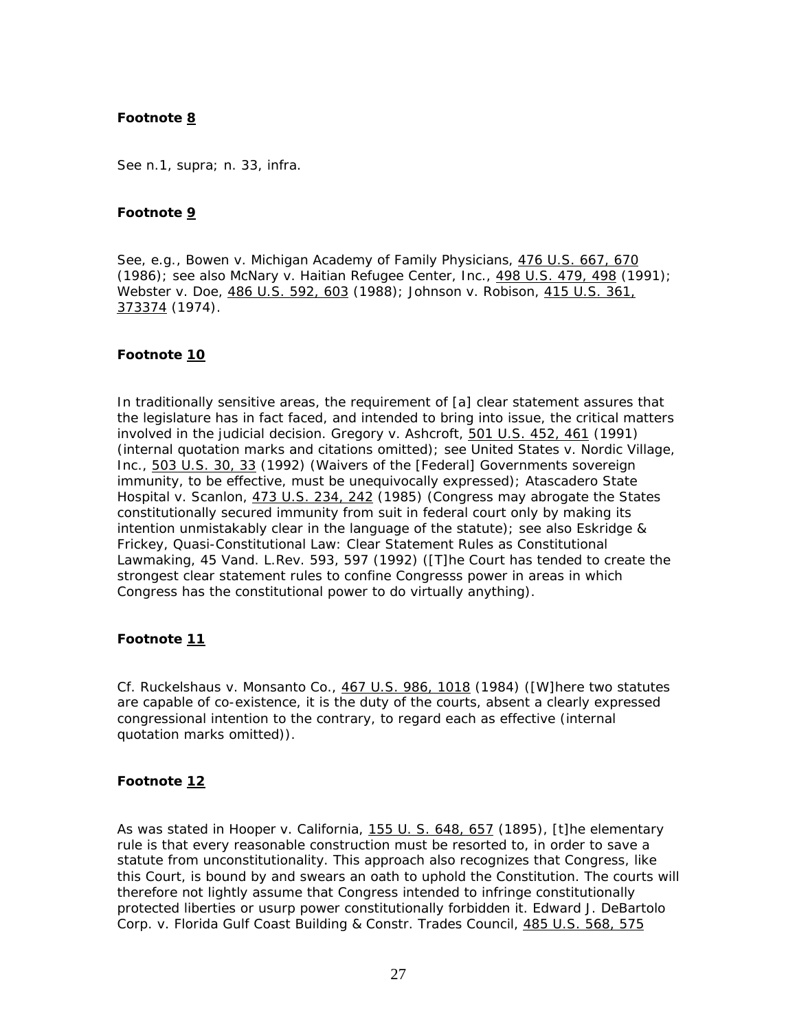**Footnote 8**

See n.1, supra; n. 33, infra.

**Footnote 9**

See, e.g., Bowen v. Michigan Academy of Family Physicians, 476 U.S. 667, 670 (1986); see also McNary v. Haitian Refugee Center, Inc., 498 U.S. 479, 498 (1991); Webster v. Doe, 486 U.S. 592, 603 (1988); Johnson v. Robison, 415 U.S. 361, 373374 (1974).

**Footnote 10**

In traditionally sensitive areas, the requirement of [a] clear statement assures that the legislature has in fact faced, and intended to bring into issue, the critical matters involved in the judicial decision. Gregory v. Ashcroft, 501 U.S. 452, 461 (1991) (internal quotation marks and citations omitted); see United States v. Nordic Village, Inc., 503 U.S. 30, 33 (1992) (Waivers of the [Federal] Governments sovereign immunity, to be effective, must be unequivocally expressed); Atascadero State Hospital v. Scanlon, 473 U.S. 234, 242 (1985) (Congress may abrogate the States constitutionally secured immunity from suit in federal court only by making its intention unmistakably clear in the language of the statute); see also Eskridge & Frickey, Quasi-Constitutional Law: Clear Statement Rules as Constitutional Lawmaking, 45 Vand. L.Rev. 593, 597 (1992) ([T]he Court has tended to create the strongest clear statement rules to confine Congresss power in areas in which Congress has the constitutional power to do virtually anything).

**Footnote 11**

Cf. Ruckelshaus v. Monsanto Co., 467 U.S. 986, 1018 (1984) ([W]here two statutes are capable of co-existence, it is the duty of the courts, absent a clearly expressed congressional intention to the contrary, to regard each as effective (internal quotation marks omitted)).

**Footnote 12**

As was stated in Hooper v. California, 155 U. S. 648, 657 (1895), [t]he elementary rule is that every reasonable construction must be resorted to, in order to save a statute from unconstitutionality. This approach also recognizes that Congress, like this Court, is bound by and swears an oath to uphold the Constitution. The courts will therefore not lightly assume that Congress intended to infringe constitutionally protected liberties or usurp power constitutionally forbidden it. Edward J. DeBartolo Corp. v. Florida Gulf Coast Building & Constr. Trades Council, 485 U.S. 568, 575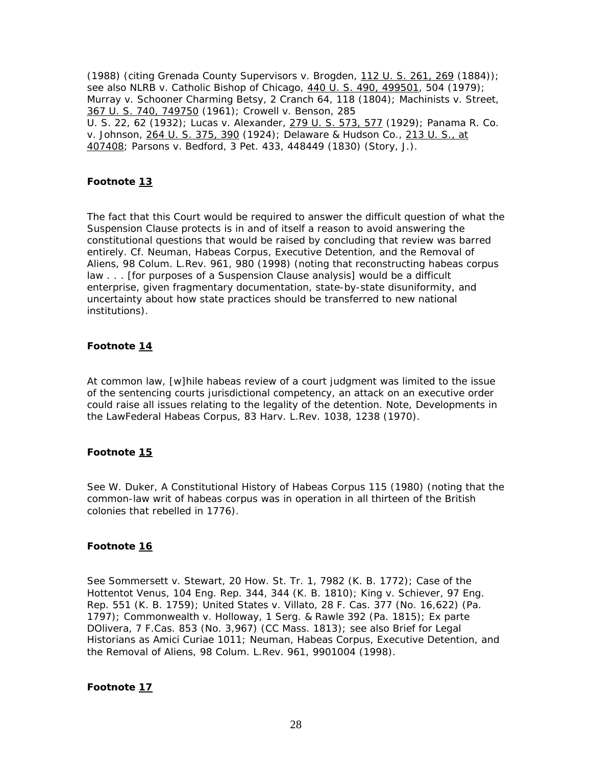(1988) (citing Grenada County Supervisors v. Brogden, 112 U. S. 261, 269 (1884)); see also NLRB v. Catholic Bishop of Chicago, 440 U. S. 490, 499501, 504 (1979); Murray v. Schooner Charming Betsy, 2 Cranch 64, 118 (1804); Machinists v. Street, 367 U. S. 740, 749750 (1961); Crowell v. Benson, 285 U. S. 22, 62 (1932); Lucas v. Alexander, 279 U. S. 573, 577 (1929); Panama R. Co. v. Johnson, 264 U. S. 375, 390 (1924); Delaware & Hudson Co., 213 U. S., at 407408; Parsons v. Bedford, 3 Pet. 433, 448449 (1830) (Story, J.).

**Footnote 13**

The fact that this Court would be required to answer the difficult question of what the Suspension Clause protects is in and of itself a reason to avoid answering the constitutional questions that would be raised by concluding that review was barred entirely. Cf. Neuman, Habeas Corpus, Executive Detention, and the Removal of Aliens, 98 Colum. L.Rev. 961, 980 (1998) (noting that reconstructing habeas corpus law . . . [for purposes of a Suspension Clause analysis] would be a difficult enterprise, given fragmentary documentation, state-by-state disuniformity, and uncertainty about how state practices should be transferred to new national institutions).

**Footnote 14**

At common law, [w]hile habeas review of a court judgment was limited to the issue of the sentencing courts jurisdictional competency, an attack on an executive order could raise all issues relating to the legality of the detention. Note, Developments in the LawFederal Habeas Corpus, 83 Harv. L.Rev. 1038, 1238 (1970).

**Footnote 15**

See W. Duker, A Constitutional History of Habeas Corpus 115 (1980) (noting that the common-law writ of habeas corpus was in operation in all thirteen of the British colonies that rebelled in 1776).

**Footnote 16**

See Sommersett v. Stewart, 20 How. St. Tr. 1, 7982 (K. B. 1772); Case of the Hottentot Venus, 104 Eng. Rep. 344, 344 (K. B. 1810); King v. Schiever, 97 Eng. Rep. 551 (K. B. 1759); United States v. Villato, 28 F. Cas. 377 (No. 16,622) (Pa. 1797); Commonwealth v. Holloway, 1 Serg. & Rawle 392 (Pa. 1815); Ex parte DOlivera, 7 F.Cas. 853 (No. 3,967) (CC Mass. 1813); see also Brief for Legal Historians as Amici Curiae 1011; Neuman, Habeas Corpus, Executive Detention, and the Removal of Aliens, 98 Colum. L.Rev. 961, 9901004 (1998).

**Footnote 17**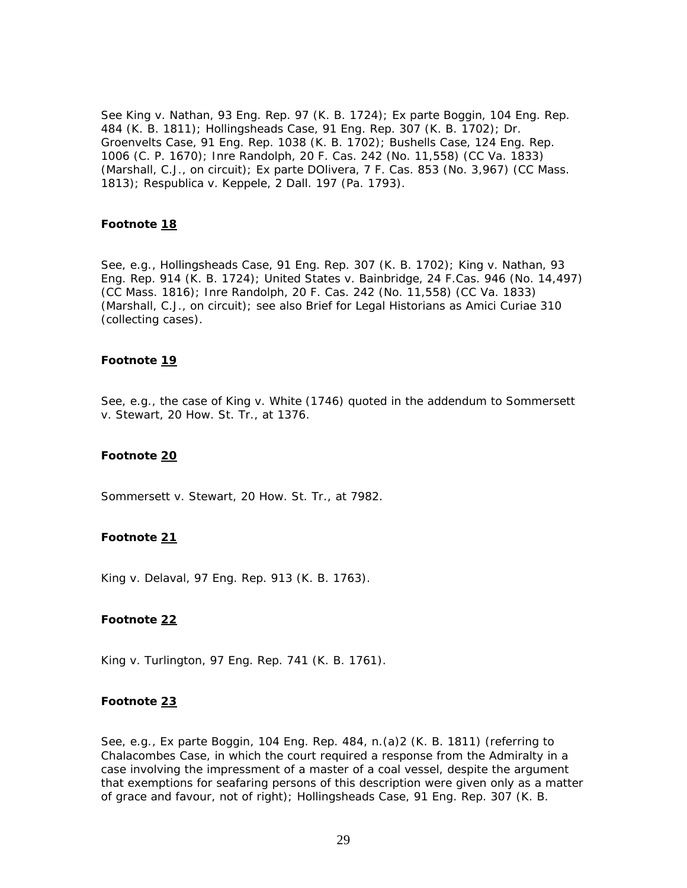See King v. Nathan, 93 Eng. Rep. 97 (K. B. 1724); Ex parte Boggin, 104 Eng. Rep. 484 (K. B. 1811); Hollingsheads Case, 91 Eng. Rep. 307 (K. B. 1702); Dr. Groenvelts Case, 91 Eng. Rep. 1038 (K. B. 1702); Bushells Case, 124 Eng. Rep. 1006 (C. P. 1670); Inre Randolph, 20 F. Cas. 242 (No. 11,558) (CC Va. 1833) (Marshall, C.J., on circuit); Ex parte DOlivera, 7 F. Cas. 853 (No. 3,967) (CC Mass. 1813); Respublica v. Keppele, 2 Dall. 197 (Pa. 1793).

**Footnote 18**

See, e.g., Hollingsheads Case, 91 Eng. Rep. 307 (K. B. 1702); King v. Nathan, 93 Eng. Rep. 914 (K. B. 1724); United States v. Bainbridge, 24 F.Cas. 946 (No. 14,497) (CC Mass. 1816); Inre Randolph, 20 F. Cas. 242 (No. 11,558) (CC Va. 1833) (Marshall, C.J., on circuit); see also Brief for Legal Historians as Amici Curiae 310 (collecting cases).

**Footnote 19**

See, e.g., the case of King v. White (1746) quoted in the addendum to Sommersett v. Stewart, 20 How. St. Tr., at 1376.

**Footnote 20**

Sommersett v. Stewart, 20 How. St. Tr., at 7982.

**Footnote 21**

King v. Delaval, 97 Eng. Rep. 913 (K. B. 1763).

**Footnote 22**

King v. Turlington, 97 Eng. Rep. 741 (K. B. 1761).

**Footnote 23**

See, e.g., Ex parte Boggin, 104 Eng. Rep. 484, n.(a)2 (K. B. 1811) (referring to Chalacombes Case, in which the court required a response from the Admiralty in a case involving the impressment of a master of a coal vessel, despite the argument that exemptions for seafaring persons of this description were given only as a matter of grace and favour, not of right); Hollingsheads Case, 91 Eng. Rep. 307 (K. B.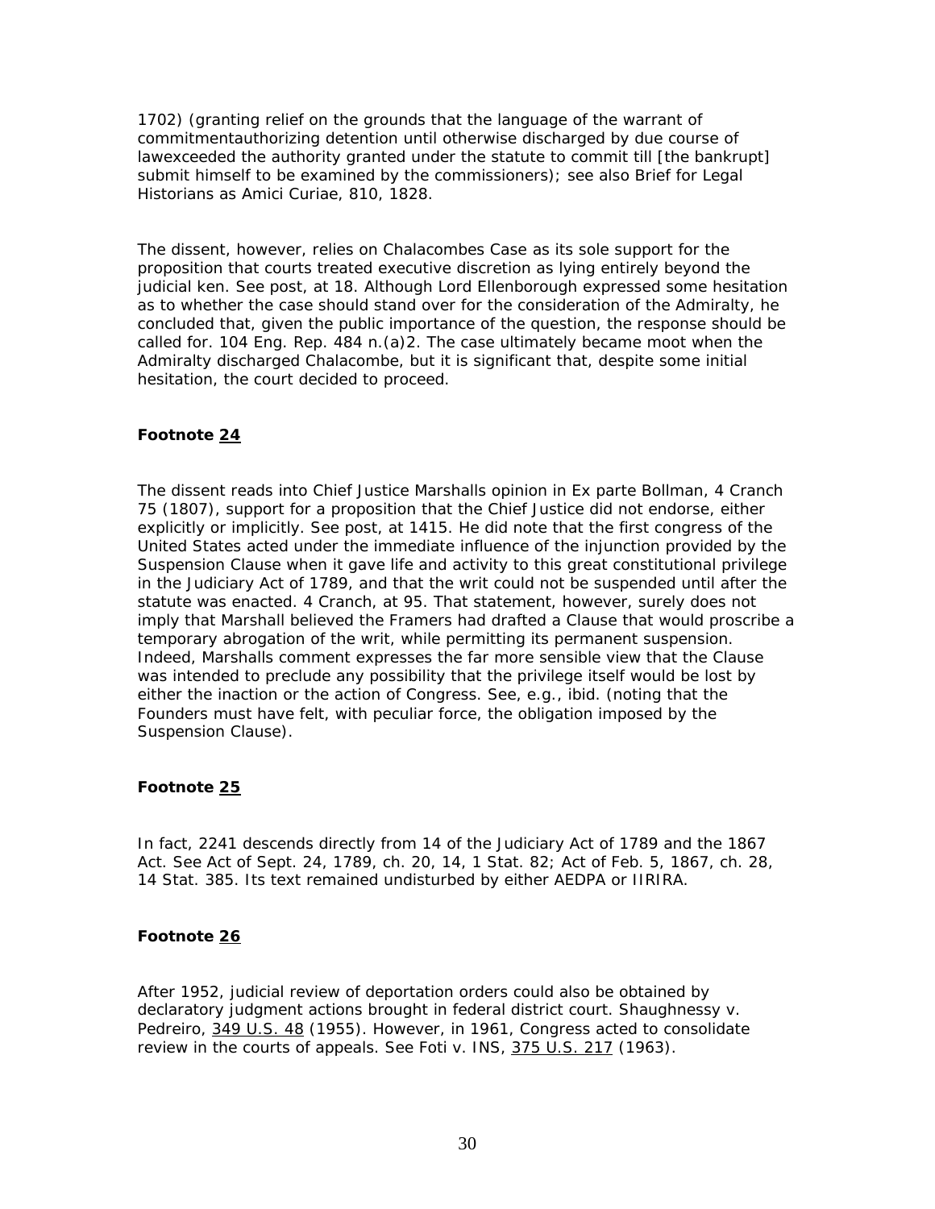1702) (granting relief on the grounds that the language of the warrant of commitmentauthorizing detention until otherwise discharged by due course of lawexceeded the authority granted under the statute to commit till [the bankrupt] submit himself to be examined by the commissioners); see also Brief for Legal Historians as Amici Curiae, 810, 1828.

The dissent, however, relies on Chalacombes Case as its sole support for the proposition that courts treated executive discretion as lying entirely beyond the judicial ken. See post, at 18. Although Lord Ellenborough expressed some hesitation as to whether the case should stand over for the consideration of the Admiralty, he concluded that, given the public importance of the question, the response should be called for. 104 Eng. Rep. 484 n.(a)2. The case ultimately became moot when the Admiralty discharged Chalacombe, but it is significant that, despite some initial hesitation, the court decided to proceed.

**Footnote 24**

The dissent reads into Chief Justice Marshalls opinion in Ex parte Bollman, 4 Cranch 75 (1807), support for a proposition that the Chief Justice did not endorse, either explicitly or implicitly. See post, at 1415. He did note that the first congress of the United States acted under the immediate influence of the injunction provided by the Suspension Clause when it gave life and activity to this great constitutional privilege in the Judiciary Act of 1789, and that the writ could not be suspended until after the statute was enacted. 4 Cranch, at 95. That statement, however, surely does not imply that Marshall believed the Framers had drafted a Clause that would proscribe a temporary abrogation of the writ, while permitting its permanent suspension. Indeed, Marshalls comment expresses the far more sensible view that the Clause was intended to preclude any possibility that the privilege itself would be lost by either the inaction or the action of Congress. See, e.g., ibid. (noting that the Founders must have felt, with peculiar force, the obligation imposed by the Suspension Clause).

**Footnote 25**

In fact, 2241 descends directly from 14 of the Judiciary Act of 1789 and the 1867 Act. See Act of Sept. 24, 1789, ch. 20, 14, 1 Stat. 82; Act of Feb. 5, 1867, ch. 28, 14 Stat. 385. Its text remained undisturbed by either AEDPA or IIRIRA.

**Footnote 26**

After 1952, judicial review of deportation orders could also be obtained by declaratory judgment actions brought in federal district court. Shaughnessy v. Pedreiro, 349 U.S. 48 (1955). However, in 1961, Congress acted to consolidate review in the courts of appeals. See Foti v. INS, 375 U.S. 217 (1963).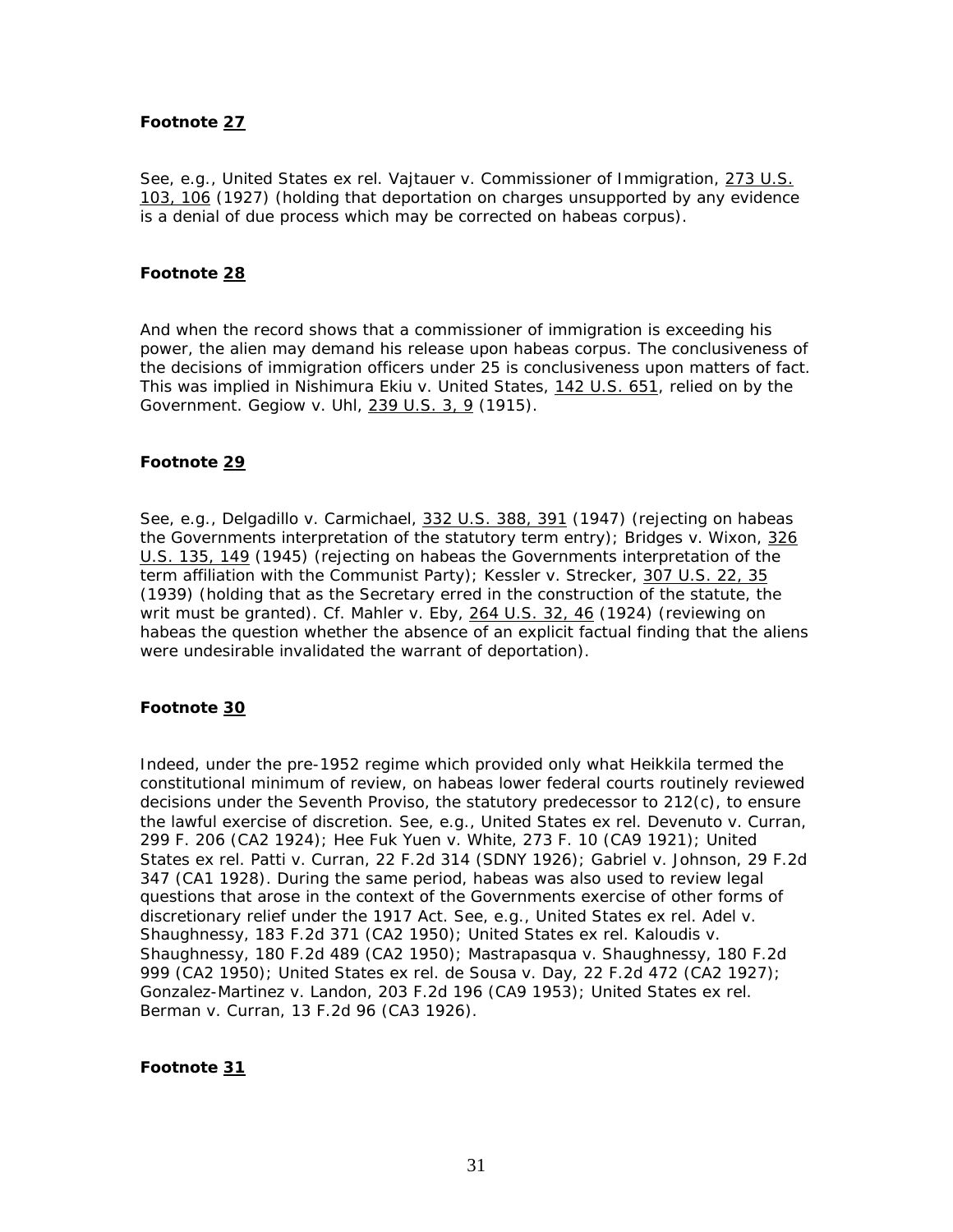**Footnote 27**

See, e.g., United States ex rel. Vajtauer v. Commissioner of Immigration, 273 U.S. 103, 106 (1927) (holding that deportation on charges unsupported by any evidence is a denial of due process which may be corrected on habeas corpus).

**Footnote 28**

And when the record shows that a commissioner of immigration is exceeding his power, the alien may demand his release upon habeas corpus. The conclusiveness of the decisions of immigration officers under 25 is conclusiveness upon matters of fact. This was implied in Nishimura Ekiu v. United States, 142 U.S. 651, relied on by the Government. Gegiow v. Uhl, 239 U.S. 3, 9 (1915).

**Footnote 29**

See, e.g., Delgadillo v. Carmichael, 332 U.S. 388, 391 (1947) (rejecting on habeas the Governments interpretation of the statutory term entry); Bridges v. Wixon, 326 U.S. 135, 149 (1945) (rejecting on habeas the Governments interpretation of the term affiliation with the Communist Party); Kessler v. Strecker, 307 U.S. 22, 35 (1939) (holding that as the Secretary erred in the construction of the statute, the writ must be granted). Cf. Mahler v. Eby, 264 U.S. 32, 46 (1924) (reviewing on habeas the question whether the absence of an explicit factual finding that the aliens were undesirable invalidated the warrant of deportation).

**Footnote 30**

Indeed, under the pre-1952 regime which provided only what Heikkila termed the constitutional minimum of review, on habeas lower federal courts routinely reviewed decisions under the Seventh Proviso, the statutory predecessor to 212(c), to ensure the lawful exercise of discretion. See, e.g., United States ex rel. Devenuto v. Curran, 299 F. 206 (CA2 1924); Hee Fuk Yuen v. White, 273 F. 10 (CA9 1921); United States ex rel. Patti v. Curran, 22 F.2d 314 (SDNY 1926); Gabriel v. Johnson, 29 F.2d 347 (CA1 1928). During the same period, habeas was also used to review legal questions that arose in the context of the Governments exercise of other forms of discretionary relief under the 1917 Act. See, e.g., United States ex rel. Adel v. Shaughnessy, 183 F.2d 371 (CA2 1950); United States ex rel. Kaloudis v. Shaughnessy, 180 F.2d 489 (CA2 1950); Mastrapasqua v. Shaughnessy, 180 F.2d 999 (CA2 1950); United States ex rel. de Sousa v. Day, 22 F.2d 472 (CA2 1927); Gonzalez-Martinez v. Landon, 203 F.2d 196 (CA9 1953); United States ex rel. Berman v. Curran, 13 F.2d 96 (CA3 1926).

**Footnote 31**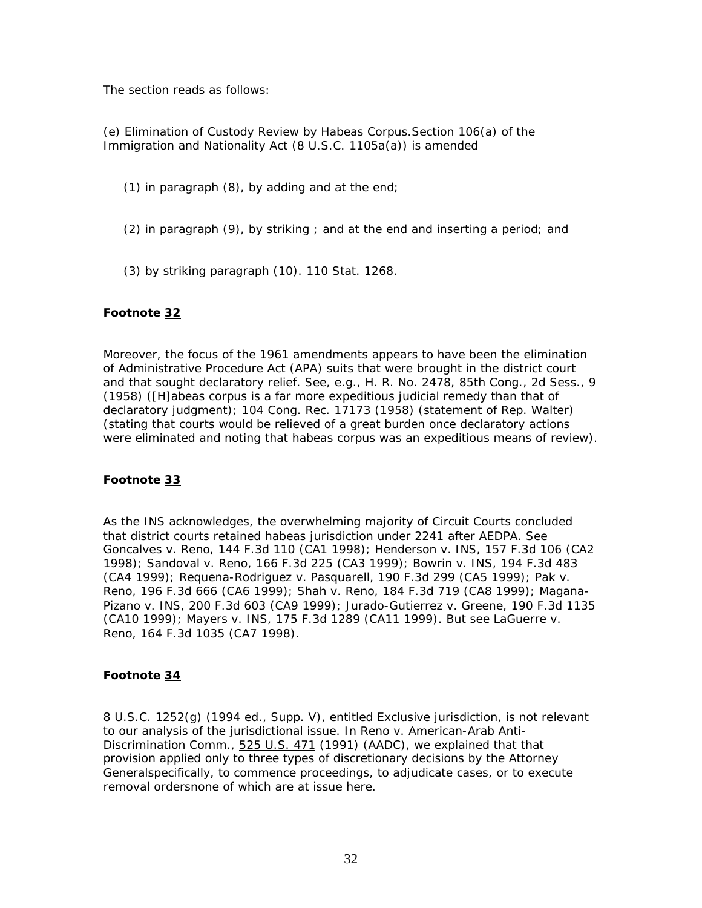The section reads as follows:

(e) Elimination of Custody Review by Habeas Corpus.Section 106(a) of the Immigration and Nationality Act (8 U.S.C. 1105a(a)) is amended

(1) in paragraph (8), by adding and at the end;

(2) in paragraph (9), by striking ; and at the end and inserting a period; and

(3) by striking paragraph (10). 110 Stat. 1268.

**Footnote 32**

Moreover, the focus of the 1961 amendments appears to have been the elimination of Administrative Procedure Act (APA) suits that were brought in the district court and that sought declaratory relief. See, e.g., H. R. No. 2478, 85th Cong., 2d Sess., 9 (1958) ([H]abeas corpus is a far more expeditious judicial remedy than that of declaratory judgment); 104 Cong. Rec. 17173 (1958) (statement of Rep. Walter) (stating that courts would be relieved of a great burden once declaratory actions were eliminated and noting that habeas corpus was an expeditious means of review).

**Footnote 33**

As the INS acknowledges, the overwhelming majority of Circuit Courts concluded that district courts retained habeas jurisdiction under 2241 after AEDPA. See Goncalves v. Reno, 144 F.3d 110 (CA1 1998); Henderson v. INS, 157 F.3d 106 (CA2 1998); Sandoval v. Reno, 166 F.3d 225 (CA3 1999); Bowrin v. INS, 194 F.3d 483 (CA4 1999); Requena-Rodriguez v. Pasquarell, 190 F.3d 299 (CA5 1999); Pak v. Reno, 196 F.3d 666 (CA6 1999); Shah v. Reno, 184 F.3d 719 (CA8 1999); Magana-Pizano v. INS, 200 F.3d 603 (CA9 1999); Jurado-Gutierrez v. Greene, 190 F.3d 1135 (CA10 1999); Mayers v. INS, 175 F.3d 1289 (CA11 1999). But see LaGuerre v. Reno, 164 F.3d 1035 (CA7 1998).

**Footnote 34**

8 U.S.C. 1252(g) (1994 ed., Supp. V), entitled Exclusive jurisdiction, is not relevant to our analysis of the jurisdictional issue. In Reno v. American-Arab Anti-Discrimination Comm., 525 U.S. 471 (1991) (AADC), we explained that that provision applied only to three types of discretionary decisions by the Attorney Generalspecifically, to commence proceedings, to adjudicate cases, or to execute removal ordersnone of which are at issue here.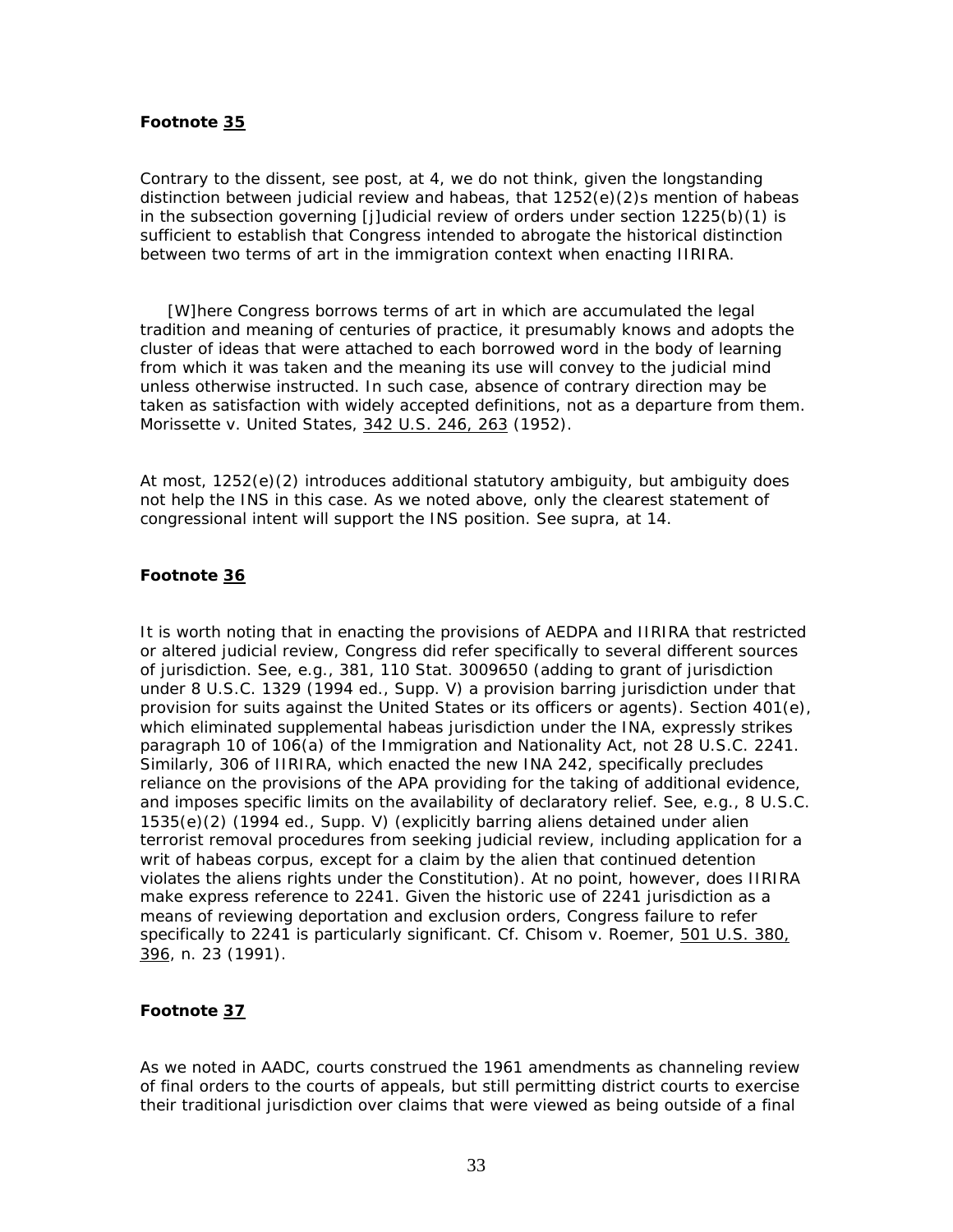**Footnote 35**

Contrary to the dissent, see post, at 4, we do not think, given the longstanding distinction between judicial review and habeas, that 1252(e)(2)s mention of habeas in the subsection governing [j]udicial review of orders under section 1225(b)(1) is sufficient to establish that Congress intended to abrogate the historical distinction between two terms of art in the immigration context when enacting IIRIRA.

[W]here Congress borrows terms of art in which are accumulated the legal tradition and meaning of centuries of practice, it presumably knows and adopts the cluster of ideas that were attached to each borrowed word in the body of learning from which it was taken and the meaning its use will convey to the judicial mind unless otherwise instructed. In such case, absence of contrary direction may be taken as satisfaction with widely accepted definitions, not as a departure from them. Morissette v. United States, 342 U.S. 246, 263 (1952).

At most, 1252(e)(2) introduces additional statutory ambiguity, but ambiguity does not help the INS in this case. As we noted above, only the clearest statement of congressional intent will support the INS position. See supra, at 14.

**Footnote 36**

It is worth noting that in enacting the provisions of AEDPA and IIRIRA that restricted or altered judicial review, Congress did refer specifically to several different sources of jurisdiction. See, e.g., 381, 110 Stat. 3009650 (adding to grant of jurisdiction under 8 U.S.C. 1329 (1994 ed., Supp. V) a provision barring jurisdiction under that provision for suits against the United States or its officers or agents). Section 401(e), which eliminated supplemental habeas jurisdiction under the INA, expressly strikes paragraph 10 of 106(a) of the Immigration and Nationality Act, not 28 U.S.C. 2241. Similarly, 306 of IIRIRA, which enacted the new INA 242, specifically precludes reliance on the provisions of the APA providing for the taking of additional evidence, and imposes specific limits on the availability of declaratory relief. See, e.g., 8 U.S.C. 1535(e)(2) (1994 ed., Supp. V) (explicitly barring aliens detained under alien terrorist removal procedures from seeking judicial review, including application for a writ of habeas corpus, except for a claim by the alien that continued detention violates the aliens rights under the Constitution). At no point, however, does IIRIRA make express reference to 2241. Given the historic use of 2241 jurisdiction as a means of reviewing deportation and exclusion orders, Congress failure to refer specifically to 2241 is particularly significant. Cf. Chisom v. Roemer, 501 U.S. 380, 396, n. 23 (1991).

**Footnote 37**

As we noted in AADC, courts construed the 1961 amendments as channeling review of final orders to the courts of appeals, but still permitting district courts to exercise their traditional jurisdiction over claims that were viewed as being outside of a final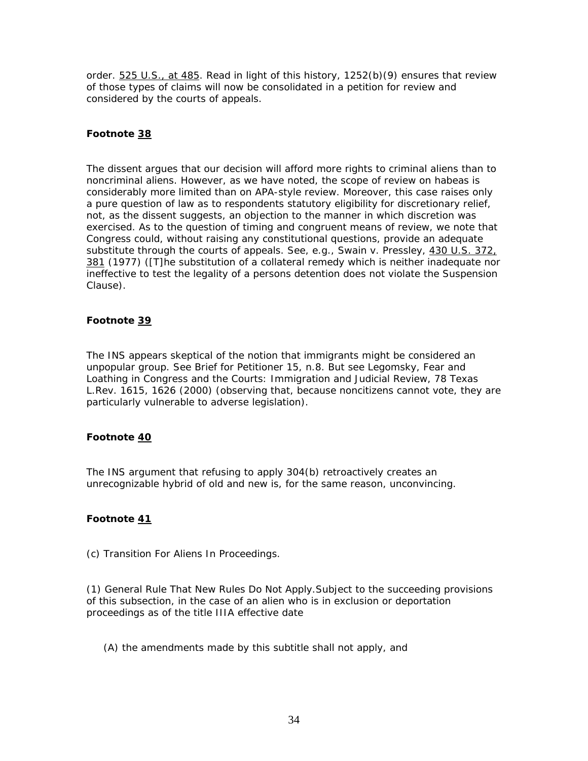order. 525 U.S., at 485. Read in light of this history, 1252(b)(9) ensures that review of those types of claims will now be consolidated in a petition for review and considered by the courts of appeals.

**Footnote 38**

The dissent argues that our decision will afford more rights to criminal aliens than to noncriminal aliens. However, as we have noted, the scope of review on habeas is considerably more limited than on APA-style review. Moreover, this case raises only a pure question of law as to respondents statutory eligibility for discretionary relief, not, as the dissent suggests, an objection to the manner in which discretion was exercised. As to the question of timing and congruent means of review, we note that Congress could, without raising any constitutional questions, provide an adequate substitute through the courts of appeals. See, e.g., Swain v. Pressley, 430 U.S. 372, 381 (1977) ([T]he substitution of a collateral remedy which is neither inadequate nor ineffective to test the legality of a persons detention does not violate the Suspension Clause).

**Footnote 39**

The INS appears skeptical of the notion that immigrants might be considered an unpopular group. See Brief for Petitioner 15, n.8. But see Legomsky, Fear and Loathing in Congress and the Courts: Immigration and Judicial Review, 78 Texas L.Rev. 1615, 1626 (2000) (observing that, because noncitizens cannot vote, they are particularly vulnerable to adverse legislation).

**Footnote 40**

The INS argument that refusing to apply 304(b) retroactively creates an unrecognizable hybrid of old and new is, for the same reason, unconvincing.

**Footnote 41**

(c) Transition For Aliens In Proceedings.

(1) General Rule That New Rules Do Not Apply.Subject to the succeeding provisions of this subsection, in the case of an alien who is in exclusion or deportation proceedings as of the title IIIA effective date

(A) the amendments made by this subtitle shall not apply, and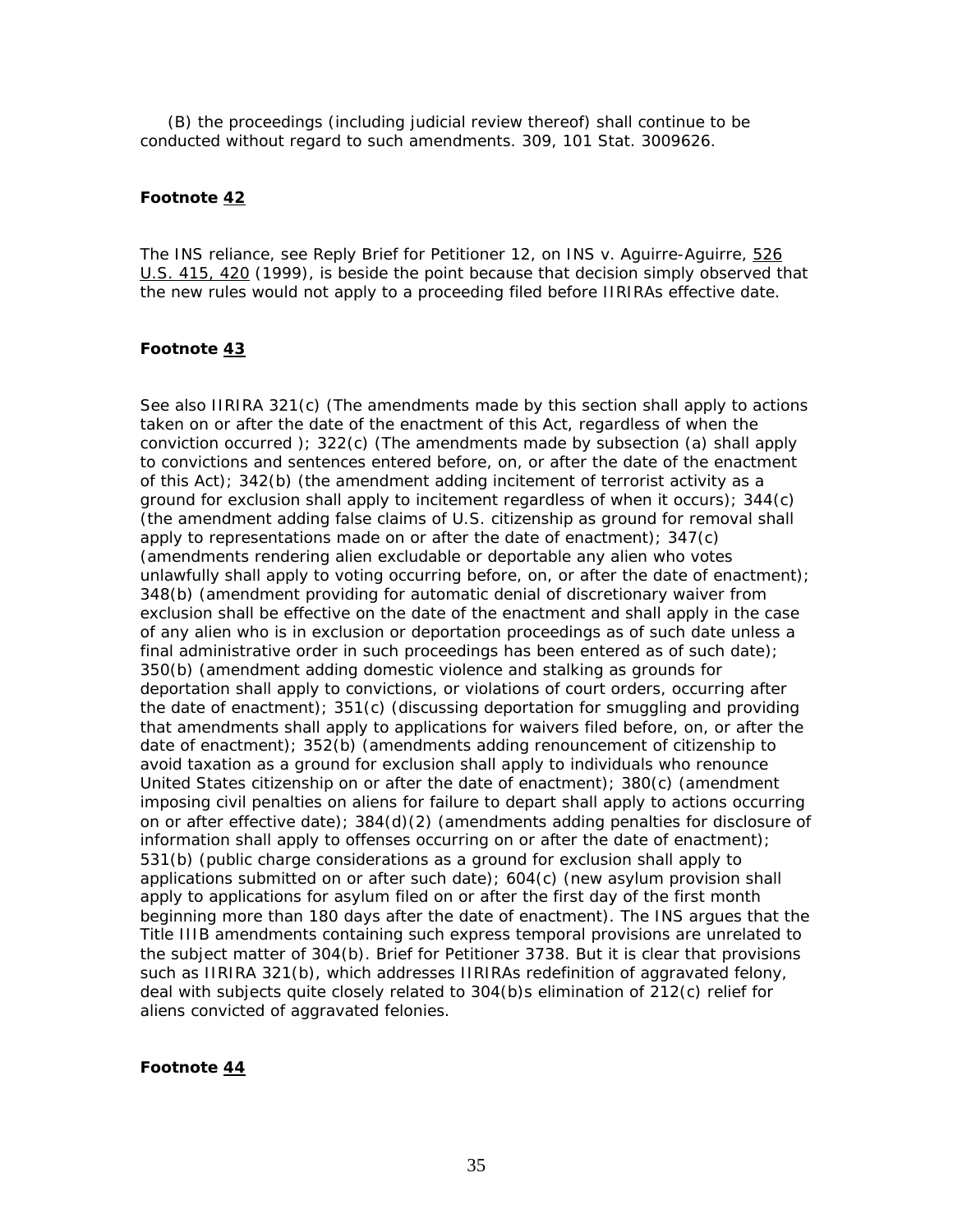(B) the proceedings (including judicial review thereof) shall continue to be conducted without regard to such amendments. 309, 101 Stat. 3009626.

**Footnote 42**

The INS reliance, see Reply Brief for Petitioner 12, on INS v. Aguirre-Aguirre, 526 U.S. 415, 420 (1999), is beside the point because that decision simply observed that the new rules would not apply to a proceeding filed before IIRIRAs effective date.

**Footnote 43**

See also IIRIRA 321(c) (The amendments made by this section shall apply to actions taken on or after the date of the enactment of this Act, regardless of when the conviction occurred ); 322(c) (The amendments made by subsection (a) shall apply to convictions and sentences entered before, on, or after the date of the enactment of this Act); 342(b) (the amendment adding incitement of terrorist activity as a ground for exclusion shall apply to incitement regardless of when it occurs); 344(c) (the amendment adding false claims of U.S. citizenship as ground for removal shall apply to representations made on or after the date of enactment); 347(c) (amendments rendering alien excludable or deportable any alien who votes unlawfully shall apply to voting occurring before, on, or after the date of enactment); 348(b) (amendment providing for automatic denial of discretionary waiver from exclusion shall be effective on the date of the enactment and shall apply in the case of any alien who is in exclusion or deportation proceedings as of such date unless a final administrative order in such proceedings has been entered as of such date); 350(b) (amendment adding domestic violence and stalking as grounds for deportation shall apply to convictions, or violations of court orders, occurring after the date of enactment); 351(c) (discussing deportation for smuggling and providing that amendments shall apply to applications for waivers filed before, on, or after the date of enactment); 352(b) (amendments adding renouncement of citizenship to avoid taxation as a ground for exclusion shall apply to individuals who renounce United States citizenship on or after the date of enactment); 380(c) (amendment imposing civil penalties on aliens for failure to depart shall apply to actions occurring on or after effective date); 384(d)(2) (amendments adding penalties for disclosure of information shall apply to offenses occurring on or after the date of enactment); 531(b) (public charge considerations as a ground for exclusion shall apply to applications submitted on or after such date); 604(c) (new asylum provision shall apply to applications for asylum filed on or after the first day of the first month beginning more than 180 days after the date of enactment). The INS argues that the Title IIIB amendments containing such express temporal provisions are unrelated to the subject matter of 304(b). Brief for Petitioner 3738. But it is clear that provisions such as IIRIRA 321(b), which addresses IIRIRAs redefinition of aggravated felony, deal with subjects quite closely related to 304(b)s elimination of 212(c) relief for aliens convicted of aggravated felonies.

**Footnote 44**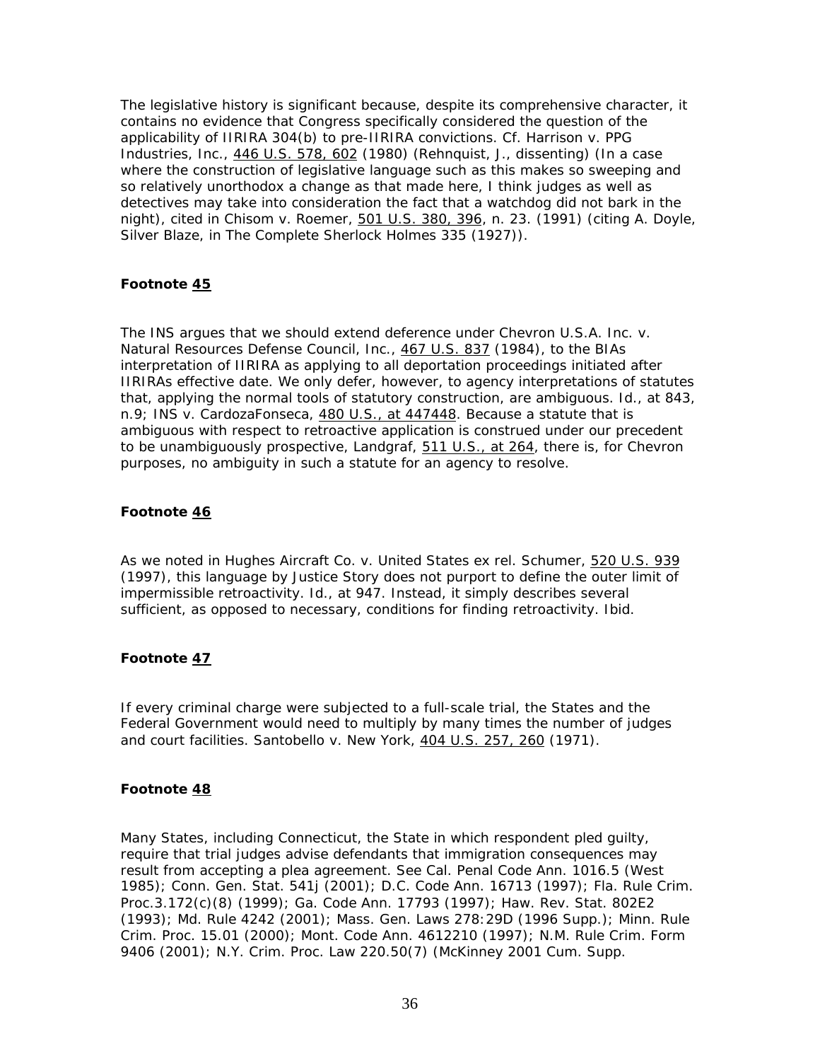The legislative history is significant because, despite its comprehensive character, it contains no evidence that Congress specifically considered the question of the applicability of IIRIRA 304(b) to pre-IIRIRA convictions. Cf. Harrison v. PPG Industries, Inc., 446 U.S. 578, 602 (1980) (Rehnquist, J., dissenting) (In a case where the construction of legislative language such as this makes so sweeping and so relatively unorthodox a change as that made here, I think judges as well as detectives may take into consideration the fact that a watchdog did not bark in the night), cited in Chisom v. Roemer, 501 U.S. 380, 396, n. 23. (1991) (citing A. Doyle, Silver Blaze, in The Complete Sherlock Holmes 335 (1927)).

**Footnote 45**

The INS argues that we should extend deference under Chevron U.S.A. Inc. v. Natural Resources Defense Council, Inc., 467 U.S. 837 (1984), to the BIAs interpretation of IIRIRA as applying to all deportation proceedings initiated after IIRIRAs effective date. We only defer, however, to agency interpretations of statutes that, applying the normal tools of statutory construction, are ambiguous. Id., at 843, n.9; INS v. CardozaFonseca, 480 U.S., at 447448. Because a statute that is ambiguous with respect to retroactive application is construed under our precedent to be unambiguously prospective, Landgraf, 511 U.S., at 264, there is, for Chevron purposes, no ambiguity in such a statute for an agency to resolve.

**Footnote 46**

As we noted in Hughes Aircraft Co. v. United States ex rel. Schumer, 520 U.S. 939 (1997), this language by Justice Story does not purport to define the outer limit of impermissible retroactivity. Id., at 947. Instead, it simply describes several sufficient, as opposed to necessary, conditions for finding retroactivity. Ibid.

**Footnote 47**

If every criminal charge were subjected to a full-scale trial, the States and the Federal Government would need to multiply by many times the number of judges and court facilities. Santobello v. New York, 404 U.S. 257, 260 (1971).

**Footnote 48**

Many States, including Connecticut, the State in which respondent pled guilty, require that trial judges advise defendants that immigration consequences may result from accepting a plea agreement. See Cal. Penal Code Ann. 1016.5 (West 1985); Conn. Gen. Stat. 541j (2001); D.C. Code Ann. 16713 (1997); Fla. Rule Crim. Proc.3.172(c)(8) (1999); Ga. Code Ann. 17793 (1997); Haw. Rev. Stat. 802E2 (1993); Md. Rule 4242 (2001); Mass. Gen. Laws 278:29D (1996 Supp.); Minn. Rule Crim. Proc. 15.01 (2000); Mont. Code Ann. 4612210 (1997); N.M. Rule Crim. Form 9406 (2001); N.Y. Crim. Proc. Law 220.50(7) (McKinney 2001 Cum. Supp.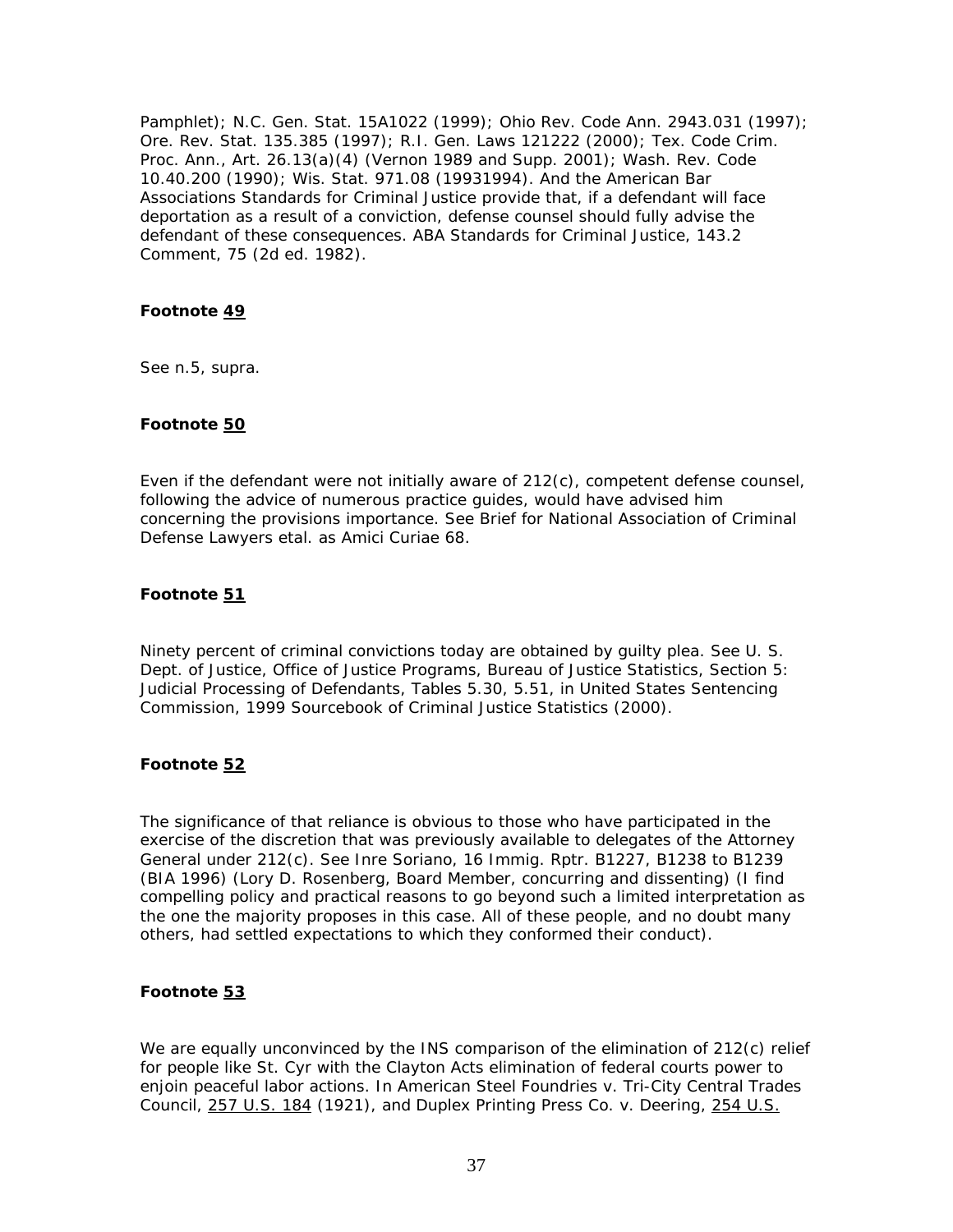Pamphlet); N.C. Gen. Stat. 15A1022 (1999); Ohio Rev. Code Ann. 2943.031 (1997); Ore. Rev. Stat. 135.385 (1997); R.I. Gen. Laws 121222 (2000); Tex. Code Crim. Proc. Ann., Art. 26.13(a)(4) (Vernon 1989 and Supp. 2001); Wash. Rev. Code 10.40.200 (1990); Wis. Stat. 971.08 (19931994). And the American Bar Associations Standards for Criminal Justice provide that, if a defendant will face deportation as a result of a conviction, defense counsel should fully advise the defendant of these consequences. ABA Standards for Criminal Justice, 143.2 Comment, 75 (2d ed. 1982).

**Footnote 49**

See n.5, supra.

**Footnote 50**

Even if the defendant were not initially aware of 212(c), competent defense counsel, following the advice of numerous practice guides, would have advised him concerning the provisions importance. See Brief for National Association of Criminal Defense Lawyers etal. as Amici Curiae 68.

**Footnote 51**

Ninety percent of criminal convictions today are obtained by guilty plea. See U. S. Dept. of Justice, Office of Justice Programs, Bureau of Justice Statistics, Section 5: Judicial Processing of Defendants, Tables 5.30, 5.51, in United States Sentencing Commission, 1999 Sourcebook of Criminal Justice Statistics (2000).

**Footnote 52**

The significance of that reliance is obvious to those who have participated in the exercise of the discretion that was previously available to delegates of the Attorney General under 212(c). See Inre Soriano, 16 Immig. Rptr. B1227, B1238 to B1239 (BIA 1996) (Lory D. Rosenberg, Board Member, concurring and dissenting) (I find compelling policy and practical reasons to go beyond such a limited interpretation as the one the majority proposes in this case. All of these people, and no doubt many others, had settled expectations to which they conformed their conduct).

**Footnote 53**

We are equally unconvinced by the INS comparison of the elimination of 212(c) relief for people like St. Cyr with the Clayton Acts elimination of federal courts power to enjoin peaceful labor actions. In American Steel Foundries v. Tri-City Central Trades Council, 257 U.S. 184 (1921), and Duplex Printing Press Co. v. Deering, 254 U.S.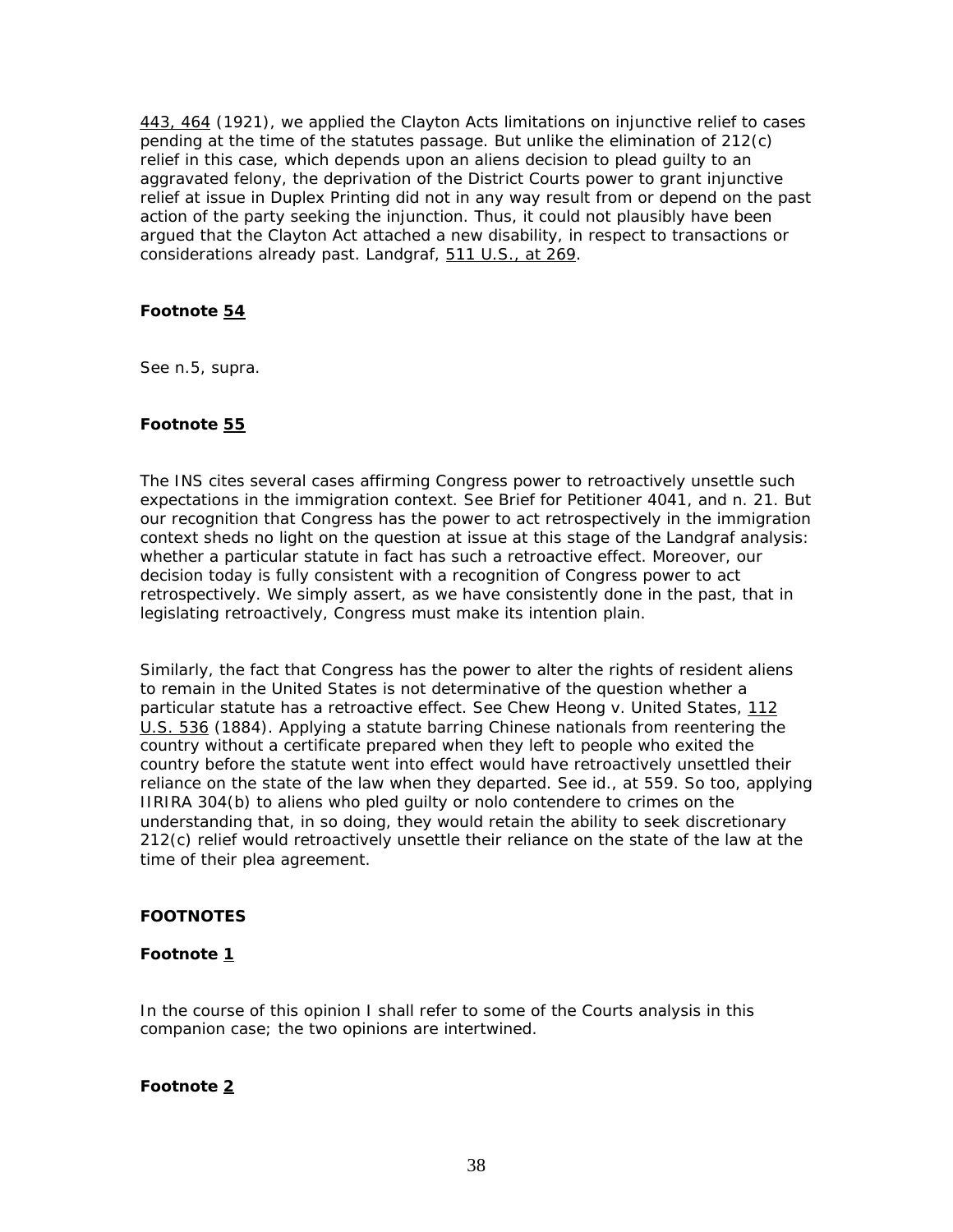443, 464 (1921), we applied the Clayton Acts limitations on injunctive relief to cases pending at the time of the statutes passage. But unlike the elimination of 212(c) relief in this case, which depends upon an aliens decision to plead guilty to an aggravated felony, the deprivation of the District Courts power to grant injunctive relief at issue in Duplex Printing did not in any way result from or depend on the past action of the party seeking the injunction. Thus, it could not plausibly have been argued that the Clayton Act attached a new disability, in respect to transactions or considerations already past. Landgraf, 511 U.S., at 269.

#### Footnote 54

See n.5, supra.

#### Footnote 55

The INS cites several cases affirming Congress power to retroactively unsettle such expectations in the immigration context. See Brief for Petitioner 4041, and n. 21. But our recognition that Congress has the power to act retrospectively in the immigration context sheds no light on the question at issue at this stage of the Landgraf analysis: whether a particular statute in fact has such a retroactive effect. Moreover, our decision today is fully consistent with a recognition of Congress power to act retrospectively. We simply assert, as we have consistently done in the past, that in legislating retroactively, Congress must make its intention plain.

Similarly, the fact that Congress has the power to alter the rights of resident aliens to remain in the United States is not determinative of the question whether a particular statute has a retroactive effect. See Chew Heong v. United States, 112 U.S. 536 (1884). Applying a statute barring Chinese nationals from reentering the country without a certificate prepared when they left to people who exited the country before the statute went into effect would have retroactively unsettled their reliance on the state of the law when they departed. See id., at 559. So too, applying IIRIRA 304(b) to aliens who pled guilty or nolo contendere to crimes on the understanding that, in so doing, they would retain the ability to seek discretionary 212(c) relief would retroactively unsettle their reliance on the state of the law at the time of their plea agreement.

### FOOTNOTES

#### Footnote 1

In the course of this opinion I shall refer to some of the Courts analysis in this companion case; the two opinions are intertwined.

#### Footnote 2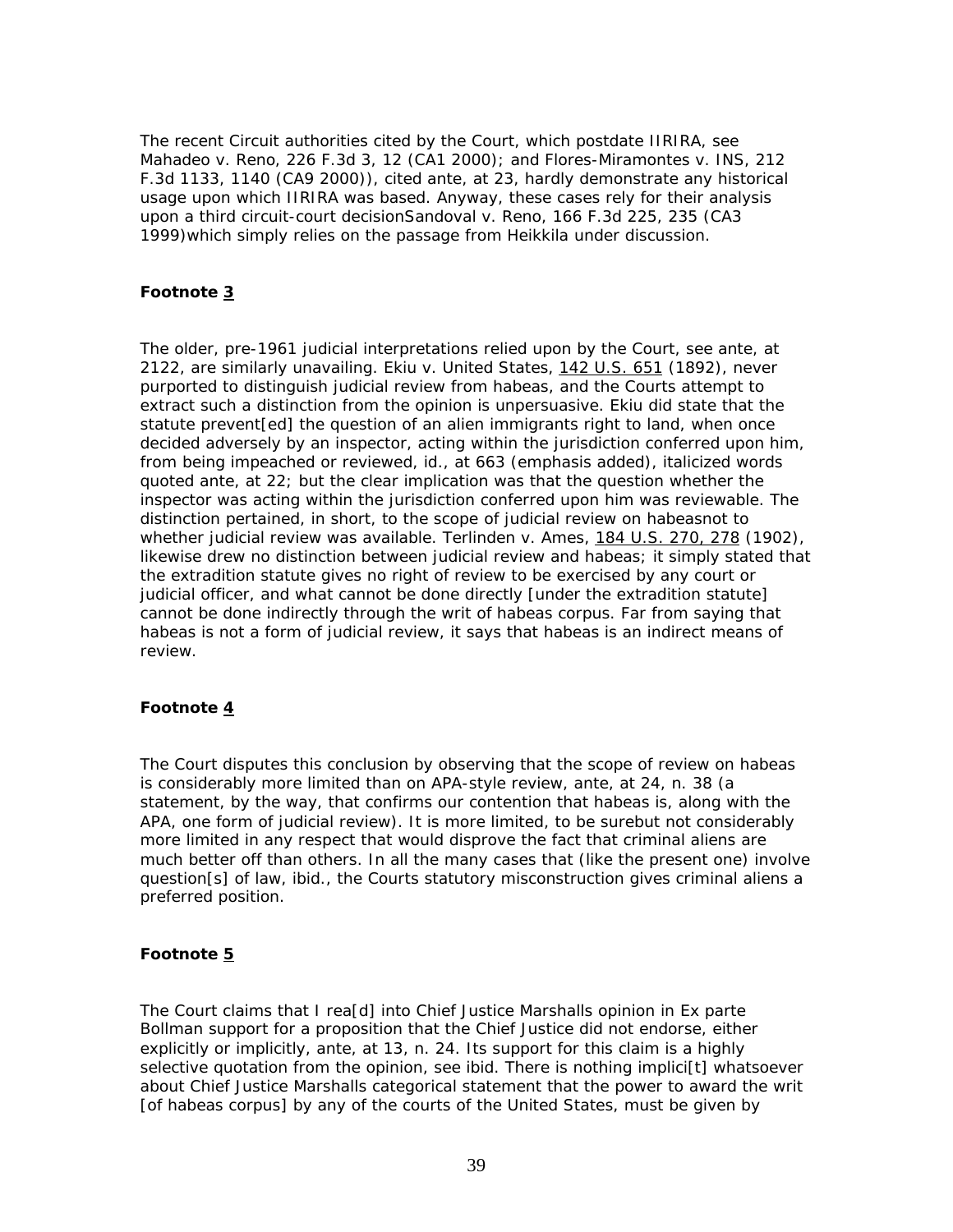The recent Circuit authorities cited by the Court, which postdate IIRIRA, see Mahadeo v. Reno, 226 F.3d 3, 12 (CA1 2000); and Flores-Miramontes v. INS, 212 F.3d 1133, 1140 (CA9 2000)), cited ante, at 23, hardly demonstrate any historical usage upon which IIRIRA was based. Anyway, these cases rely for their analysis upon a third circuit-court decisionSandoval v. Reno, 166 F.3d 225, 235 (CA3 1999)which simply relies on the passage from Heikkila under discussion.

**Footnote 3**

The older, pre-1961 judicial interpretations relied upon by the Court, see ante, at 2122, are similarly unavailing. Ekiu v. United States, 142 U.S. 651 (1892), never purported to distinguish judicial review from habeas, and the Courts attempt to extract such a distinction from the opinion is unpersuasive. Ekiu did state that the statute prevent[ed] the question of an alien immigrants right to land, when once decided adversely by an inspector, acting within the jurisdiction conferred upon him, from being impeached or reviewed, id., at 663 (emphasis added), italicized words quoted ante, at 22; but the clear implication was that the question whether the inspector was acting within the jurisdiction conferred upon him was reviewable. The distinction pertained, in short, to the scope of judicial review on habeasnot to whether judicial review was available. Terlinden v. Ames, 184 U.S. 270, 278 (1902), likewise drew no distinction between judicial review and habeas; it simply stated that the extradition statute gives no right of review to be exercised by any court or judicial officer, and what cannot be done directly [under the extradition statute] cannot be done indirectly through the writ of habeas corpus. Far from saying that habeas is not a form of judicial review, it says that habeas is an indirect means of review.

**Footnote 4**

The Court disputes this conclusion by observing that the scope of review on habeas is considerably more limited than on APA-style review, ante, at 24, n. 38 (a statement, by the way, that confirms our contention that habeas is, along with the APA, one form of judicial review). It is more limited, to be surebut not considerably more limited in any respect that would disprove the fact that criminal aliens are much better off than others. In all the many cases that (like the present one) involve question[s] of law, ibid., the Courts statutory misconstruction gives criminal aliens a preferred position.

**Footnote 5**

The Court claims that I rea[d] into Chief Justice Marshalls opinion in Ex parte Bollman support for a proposition that the Chief Justice did not endorse, either explicitly or implicitly, ante, at 13, n. 24. Its support for this claim is a highly selective quotation from the opinion, see ibid. There is nothing implici[t] whatsoever about Chief Justice Marshalls categorical statement that the power to award the writ [of habeas corpus] by any of the courts of the United States, must be given by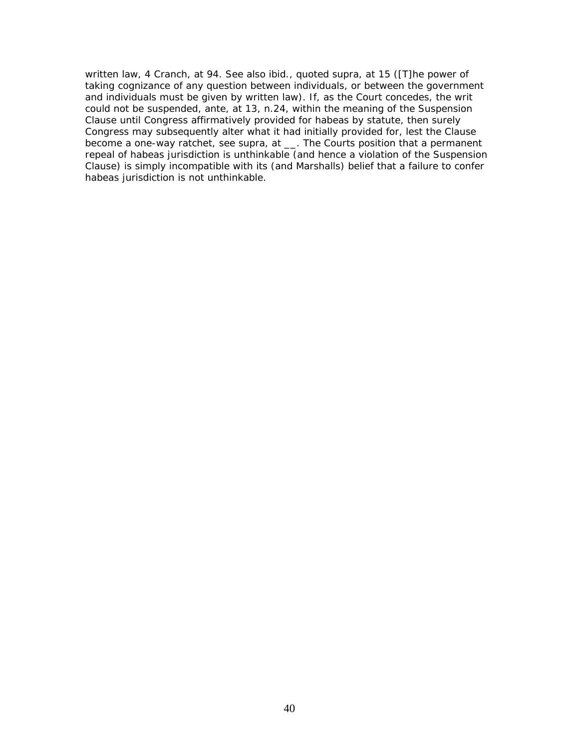written law, 4 Cranch, at 94. See also ibid., quoted supra, at 15 ([T]he power of taking cognizance of any question between individuals, or between the government and individuals must be given by written law). If, as the Court concedes, the writ could not be suspended, ante, at 13, n.24, within the meaning of the Suspension Clause until Congress affirmatively provided for habeas by statute, then surely Congress may subsequently alter what it had initially provided for, lest the Clause become a one-way ratchet, see supra, at __. The Courts position that a permanent repeal of habeas jurisdiction is unthinkable (and hence a violation of the Suspension Clause) is simply incompatible with its (and Marshalls) belief that a failure to confer habeas jurisdiction is not unthinkable.